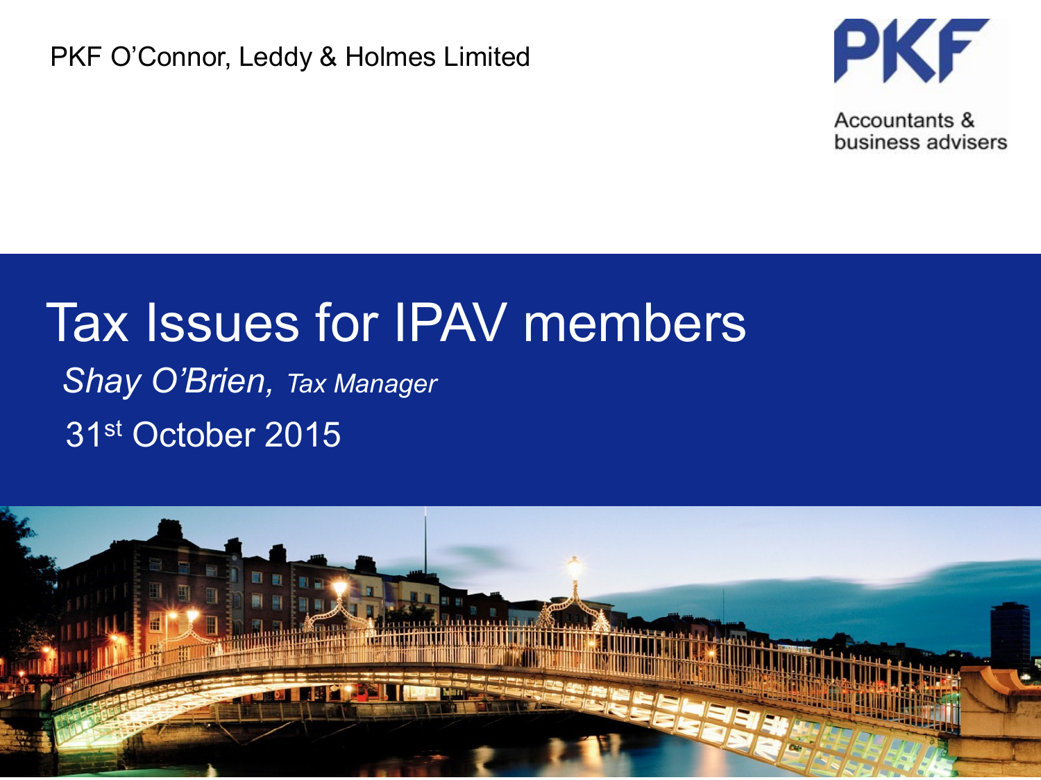PKF O'Connor, Leddy & Holmes Limited

PKF

Accountants & business advisers

# Tax Issues for IPAV members

*Shay O'Brien, Tax Manager*

31st October 2015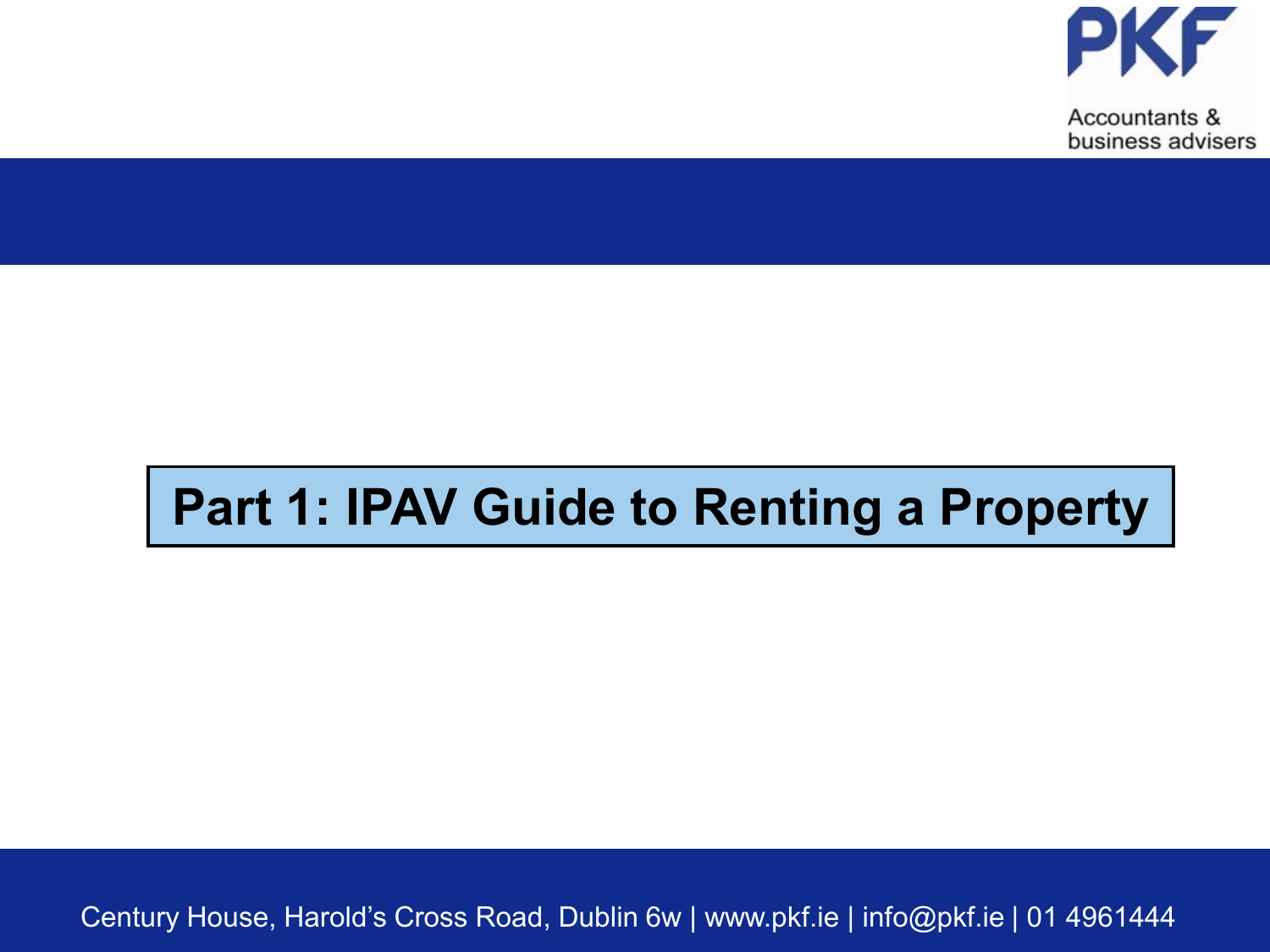# Part 1: IPAV Guide to Renting a Property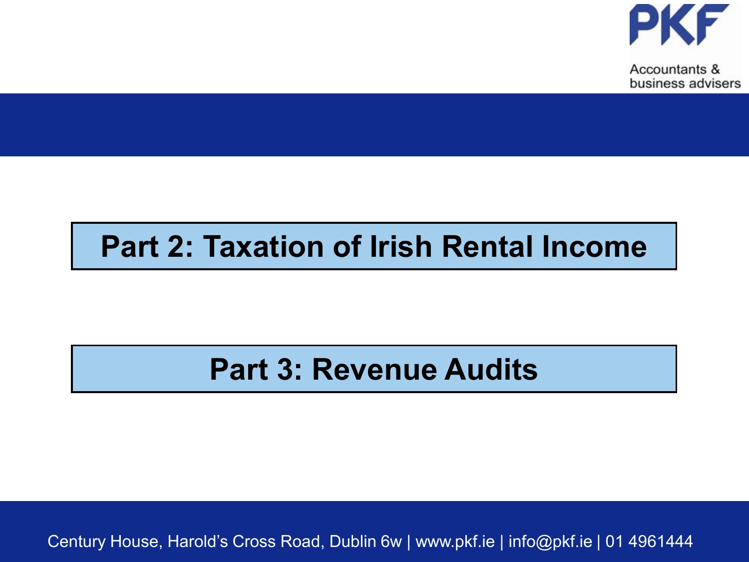## Part 2: Taxation of Irish Rental Income

## Part 3: Revenue Audits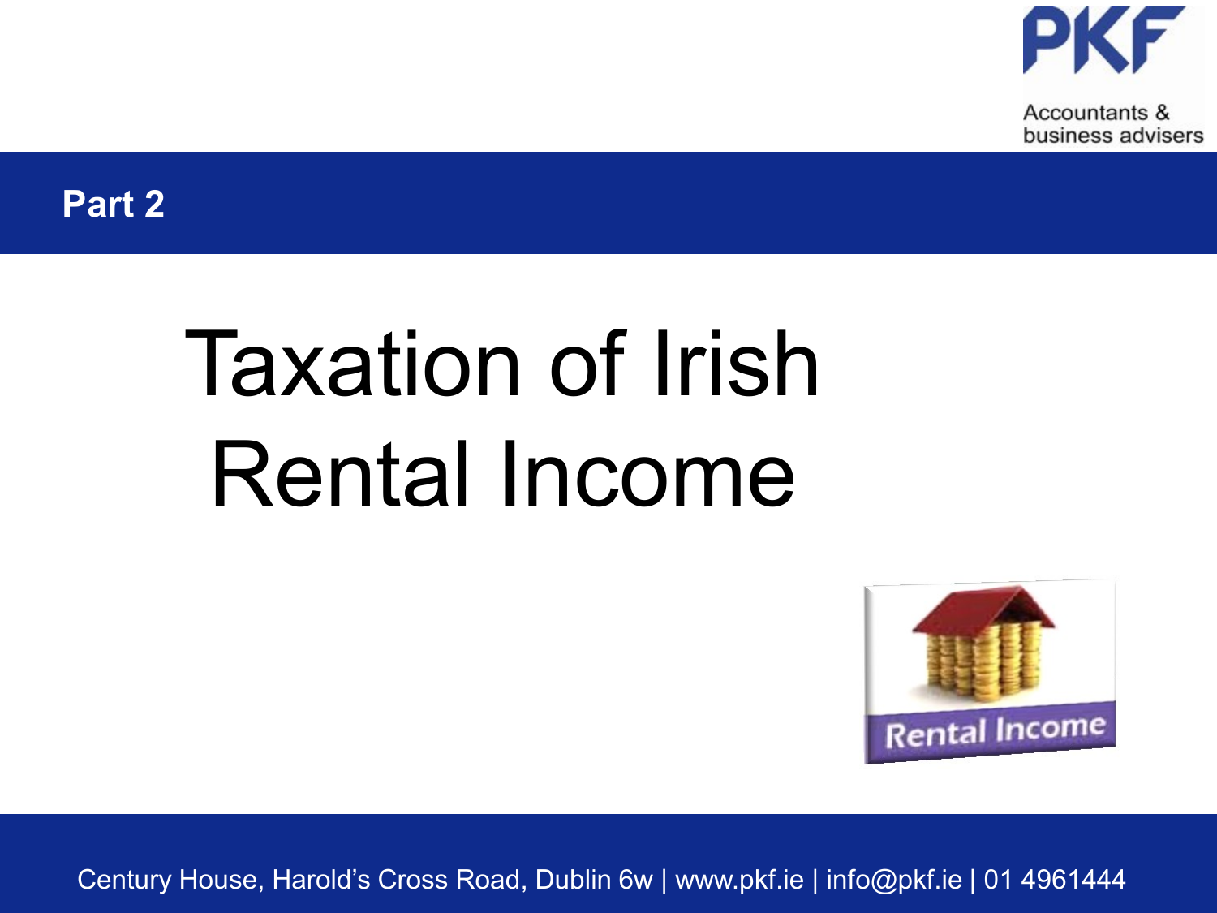**Part 2**

# Taxation of Irish Rental Income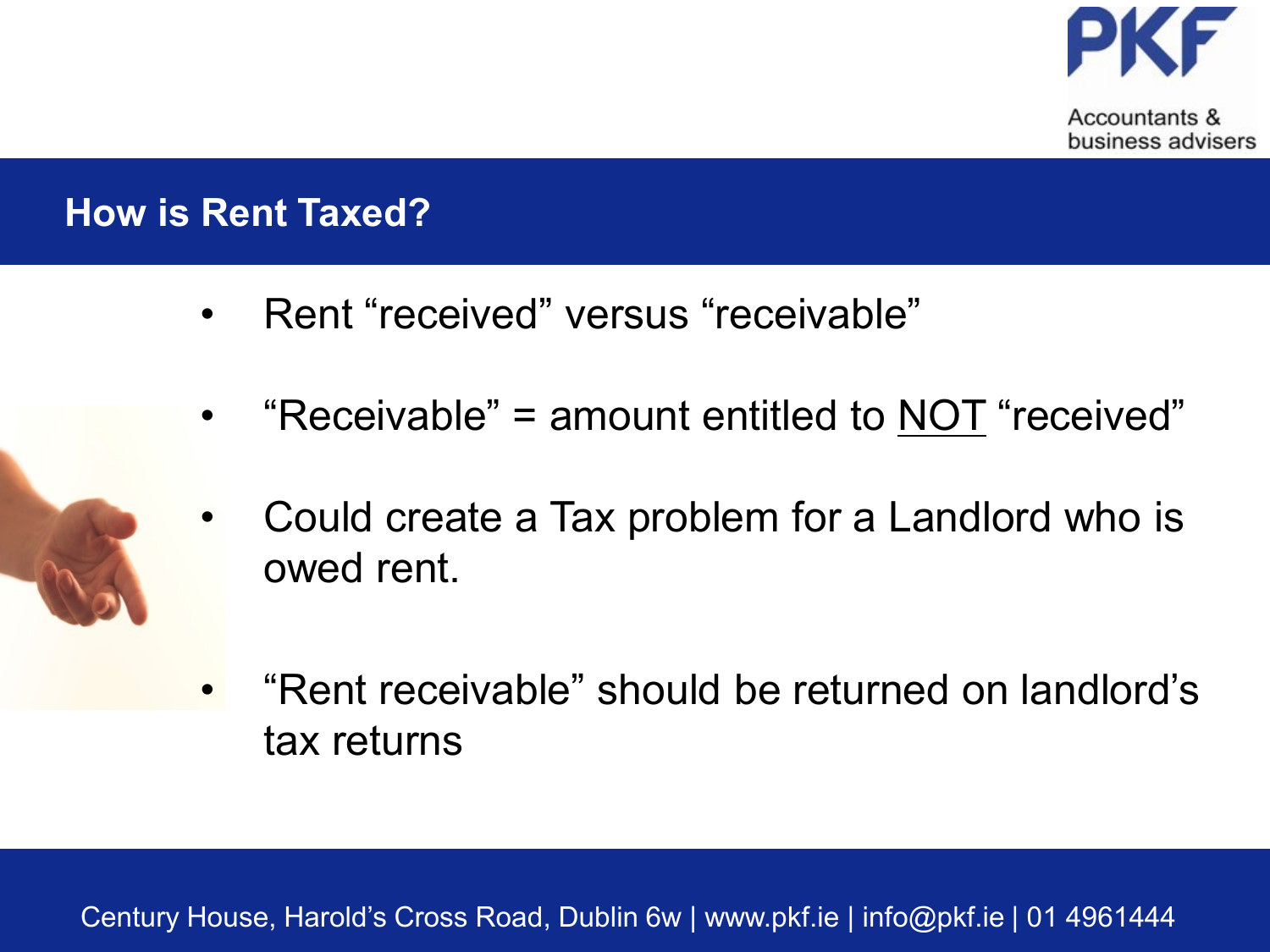## How is Rent Taxed?

- Rent “received” versus “receivable”
- “Receivable” = amount entitled to <u>NOT</u> “received”
- Could create a Tax problem for a Landlord who is owed rent.
- “Rent receivable” should be returned on landlord’s tax returns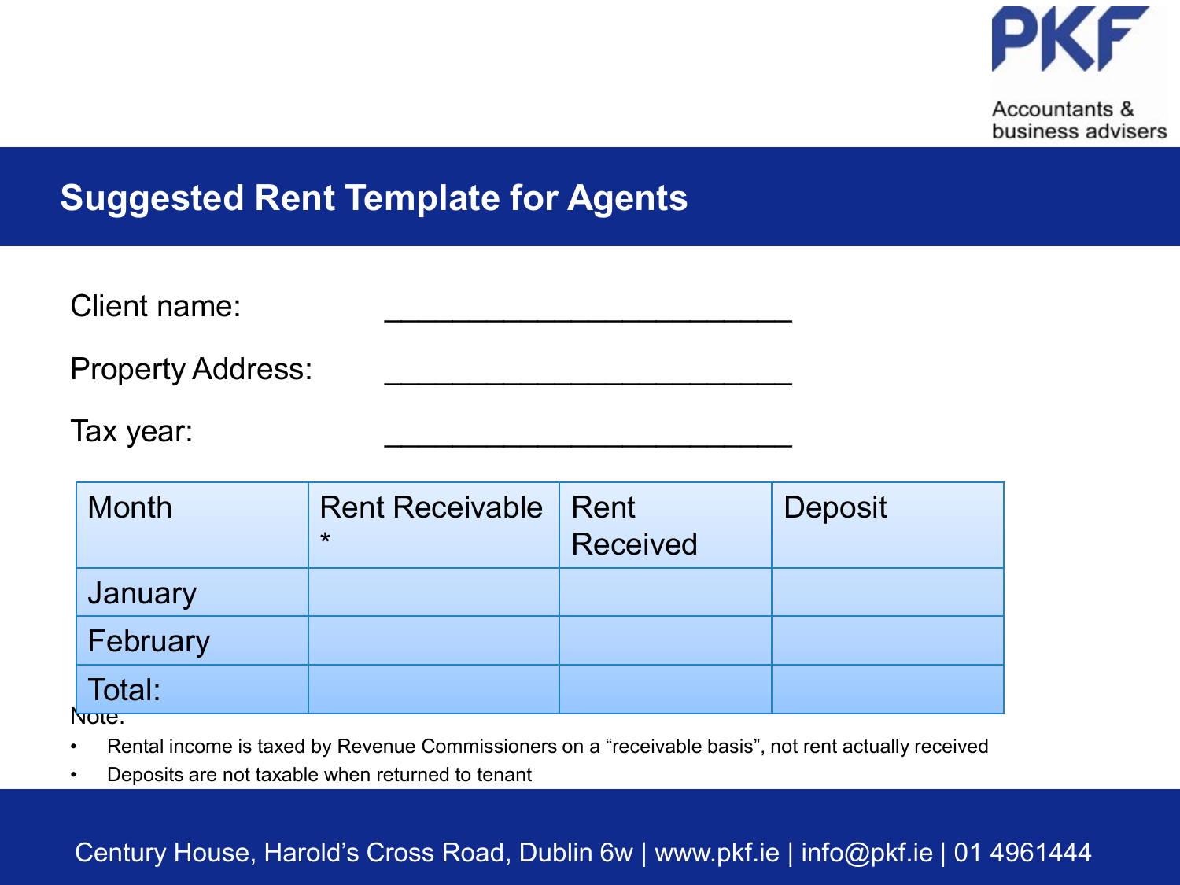# Suggested Rent Template for Agents

Client name: ________________________

Property Address: ________________________

Tax year: ________________________

| Month | Rent Receivable * | Rent Received | Deposit |
|---|---|---|---|
| January | | | |
| February | | | |
| Total: | | | |

Note:

- Rental income is taxed by Revenue Commissioners on a "receivable basis", not rent actually received
- Deposits are not taxable when returned to tenant

Century House, Harold's Cross Road, Dublin 6w | www.pkf.ie | info@pkf.ie | 01 4961444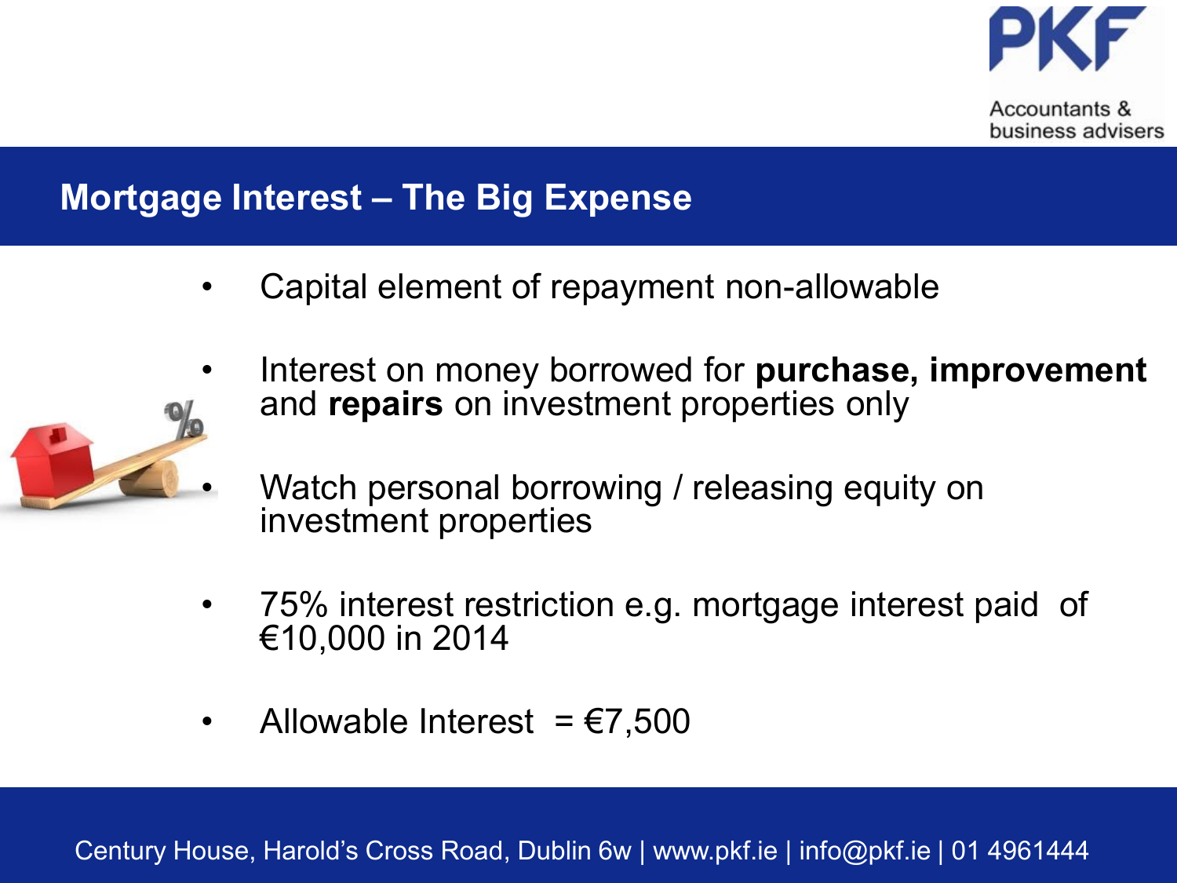## Mortgage Interest – The Big Expense

- Capital element of repayment non-allowable
- Interest on money borrowed for **purchase, improvement** and **repairs** on investment properties only
- Watch personal borrowing / releasing equity on investment properties
- 75% interest restriction e.g. mortgage interest paid of €10,000 in 2014
- Allowable Interest = €7,500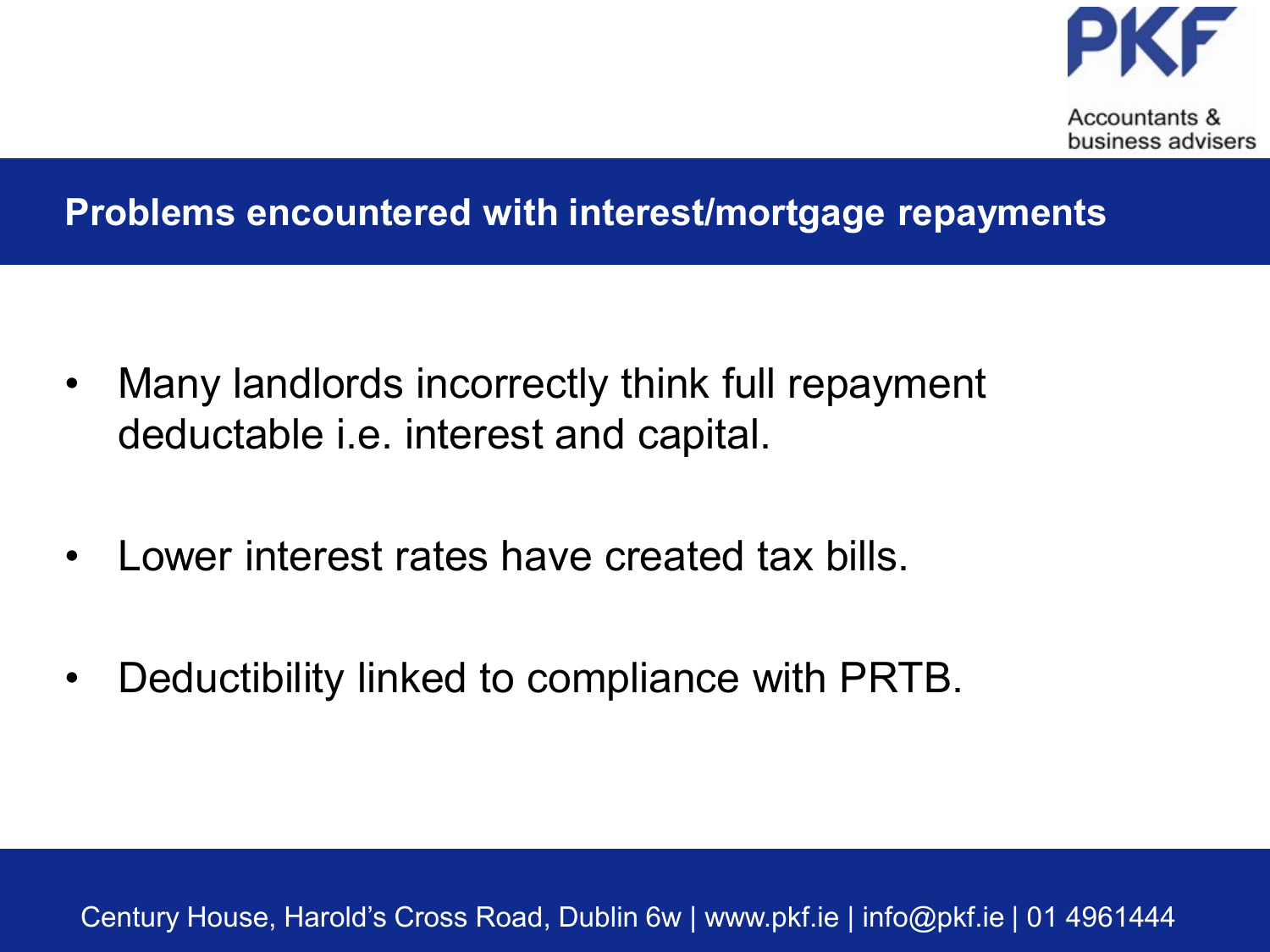## Problems encountered with interest/mortgage repayments

- Many landlords incorrectly think full repayment deductable i.e. interest and capital.
- Lower interest rates have created tax bills.
- Deductibility linked to compliance with PRTB.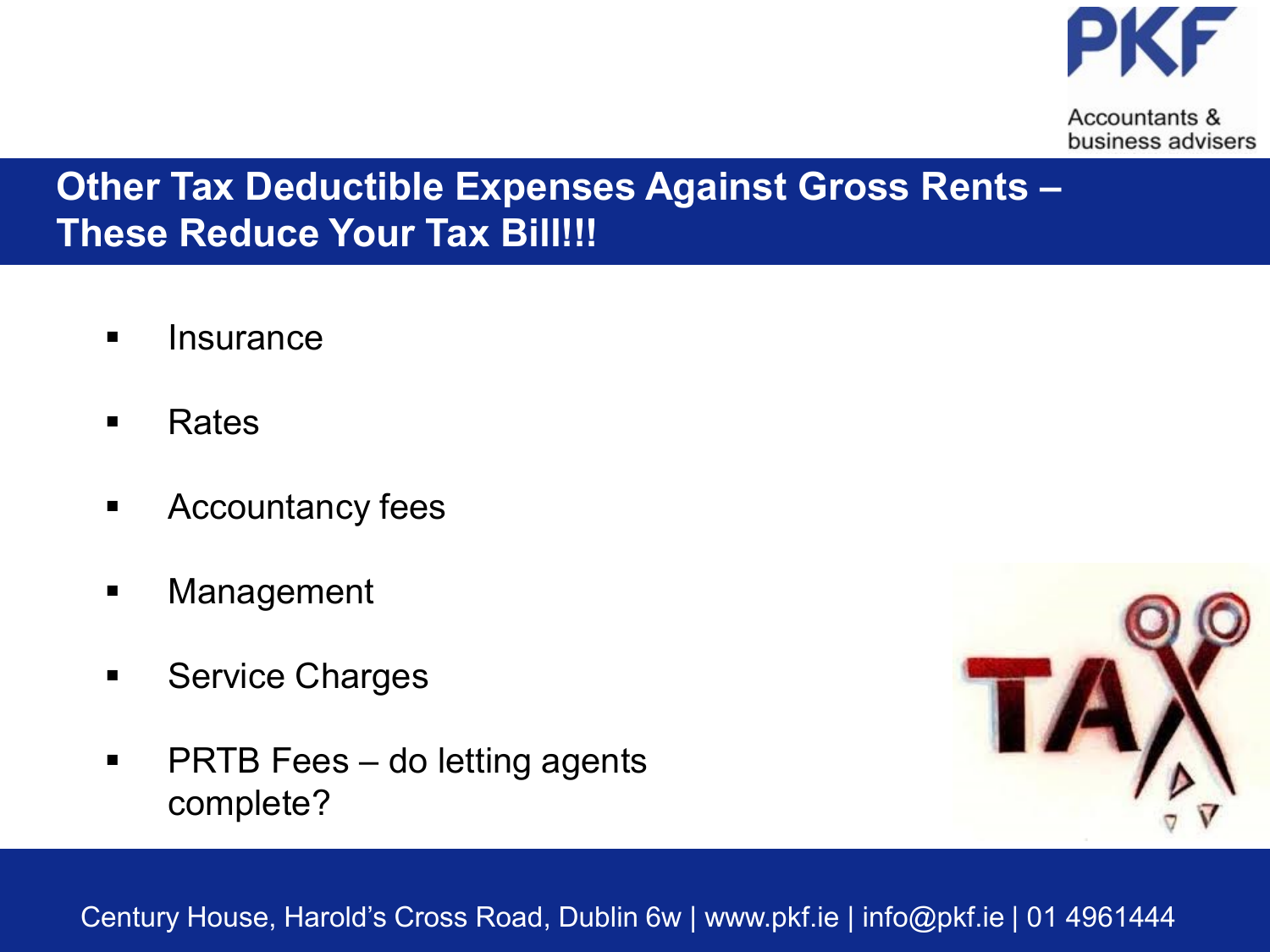## Other Tax Deductible Expenses Against Gross Rents – These Reduce Your Tax Bill!!!

- Insurance
- Rates
- Accountancy fees
- Management
- Service Charges
- PRTB Fees – do letting agents complete?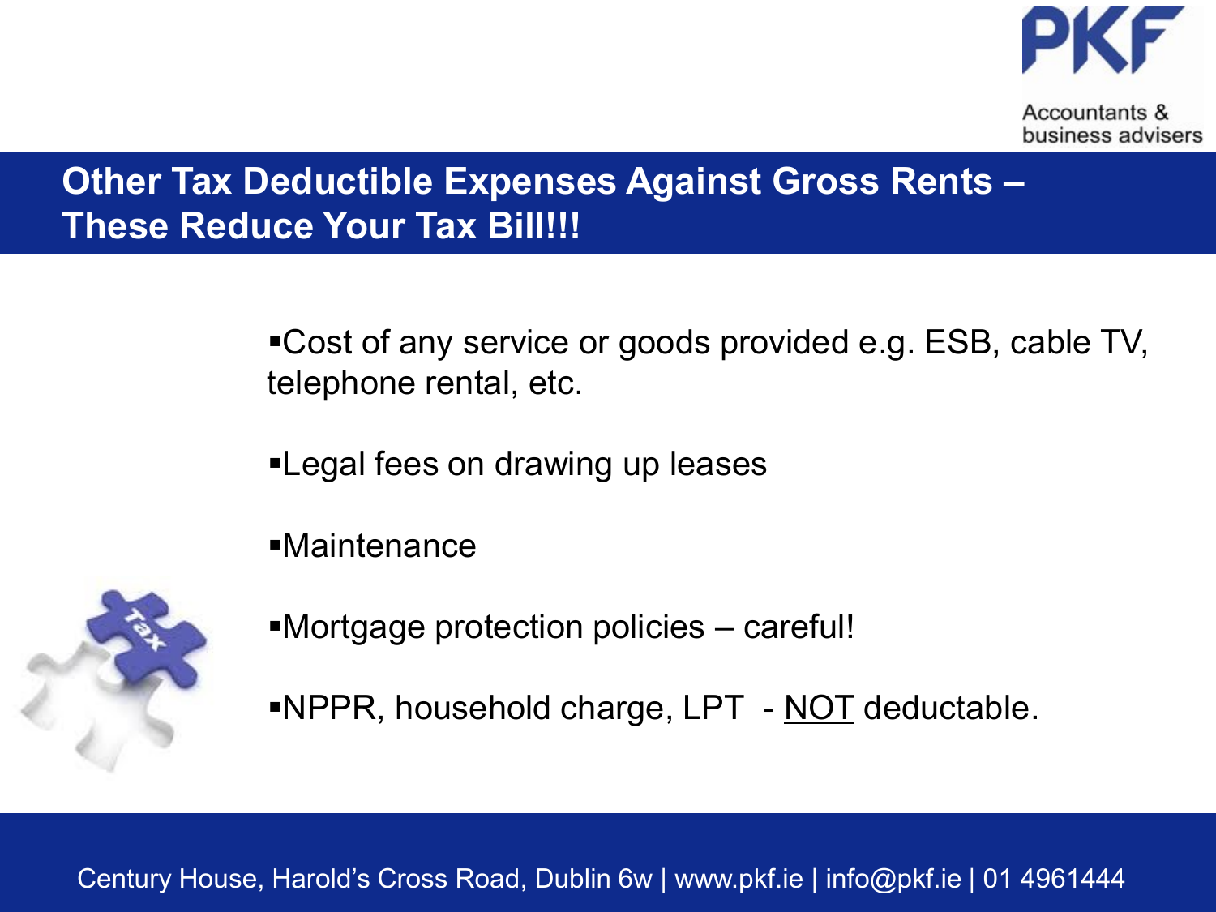## Other Tax Deductible Expenses Against Gross Rents – These Reduce Your Tax Bill!!!

- Cost of any service or goods provided e.g. ESB, cable TV, telephone rental, etc.
- Legal fees on drawing up leases
- Maintenance
- Mortgage protection policies – careful!
- NPPR, household charge, LPT - NOT deductable.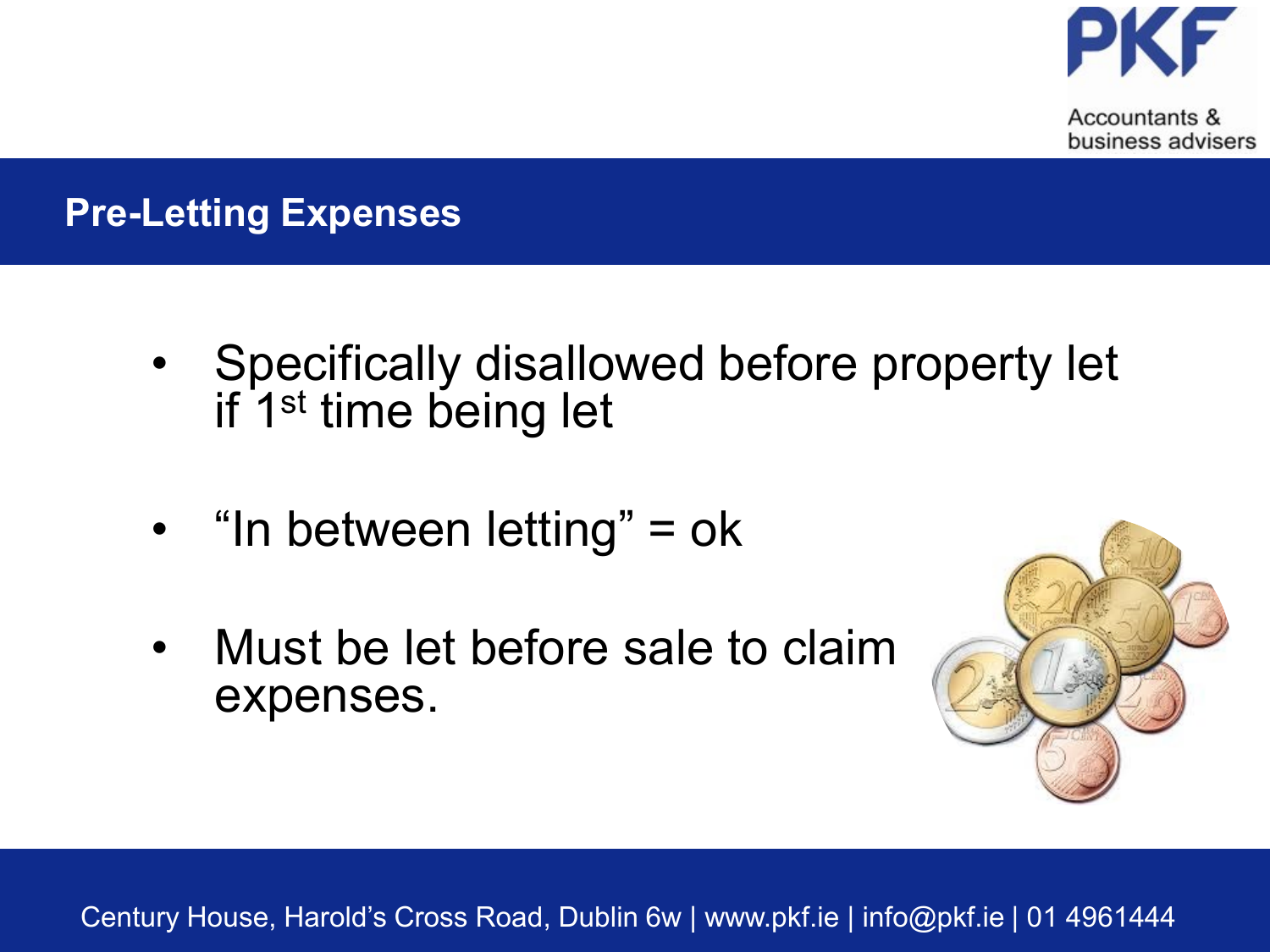## Pre-Letting Expenses

- Specifically disallowed before property let if 1st time being let
- "In between letting" = ok
- Must be let before sale to claim expenses.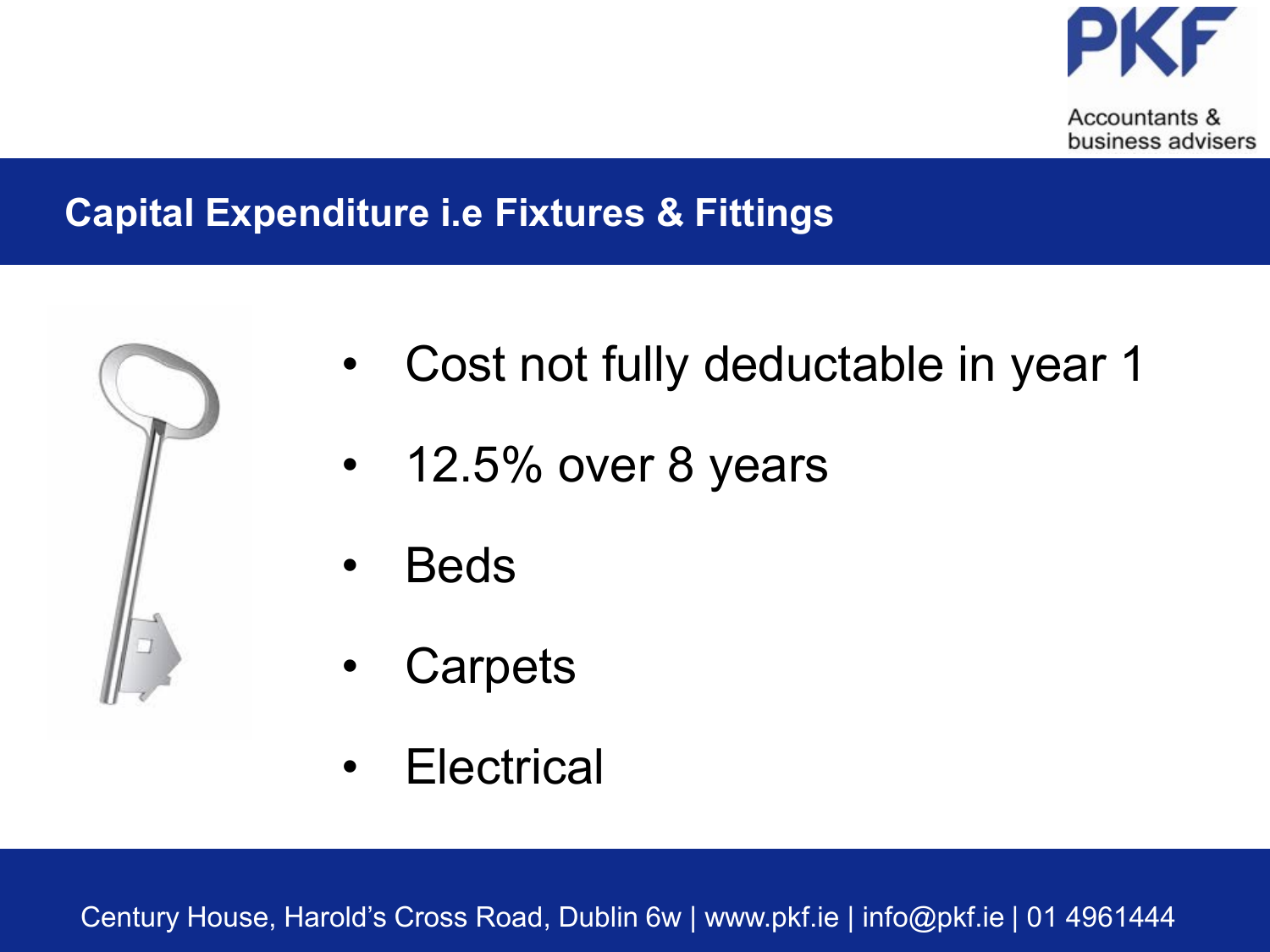## Capital Expenditure i.e Fixtures & Fittings

- Cost not fully deductable in year 1
- 12.5% over 8 years
- Beds
- Carpets
- Electrical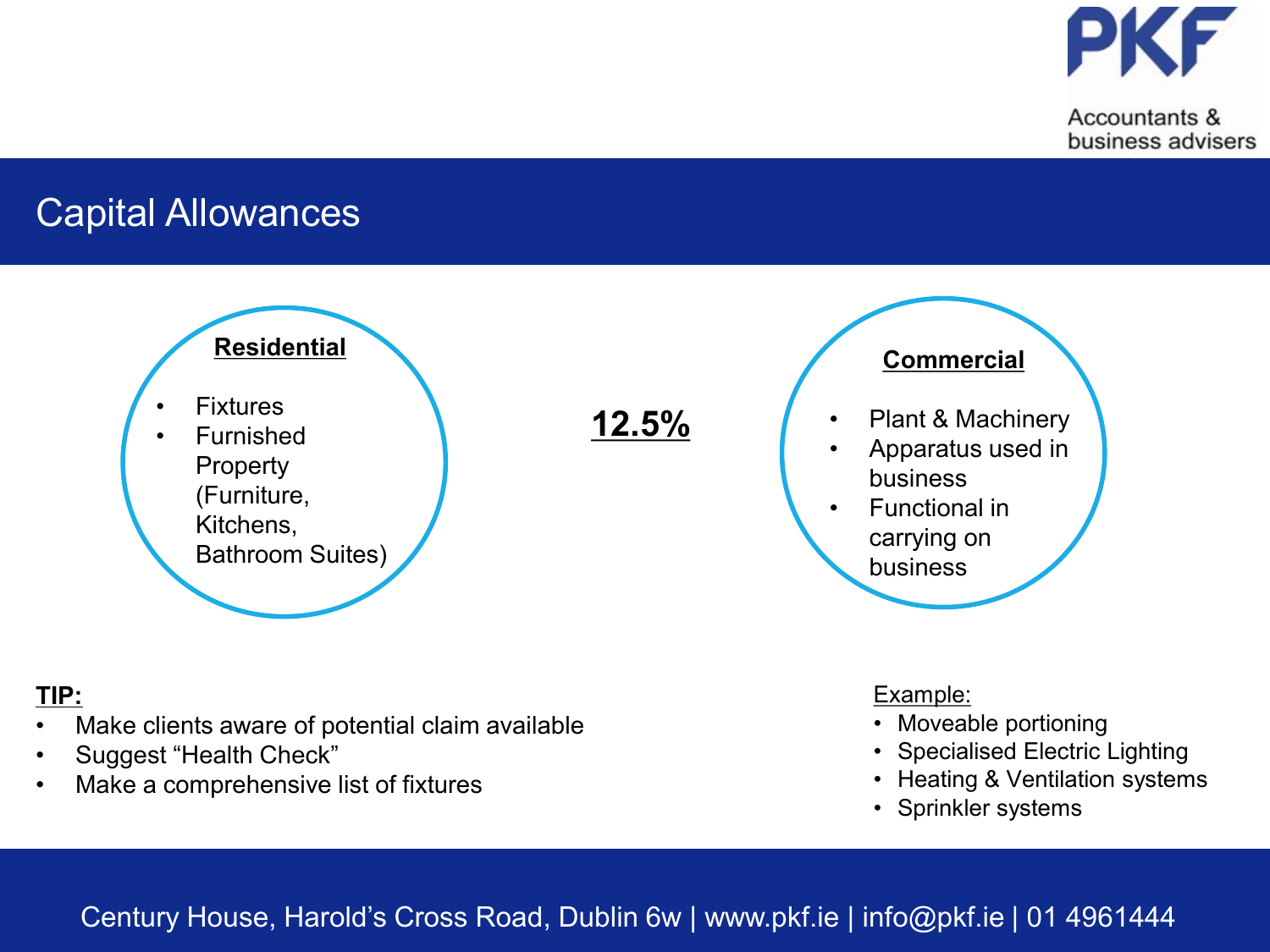# Capital Allowances

**Residential**

- Fixtures
- Furnished Property (Furniture, Kitchens, Bathroom Suites)

**12.5%**

**Commercial**

- Plant & Machinery
- Apparatus used in business
- Functional in carrying on business

**TIP:**

- Make clients aware of potential claim available
- Suggest "Health Check"
- Make a comprehensive list of fixtures

Example:

- Moveable portioning
- Specialised Electric Lighting
- Heating & Ventilation systems
- Sprinkler systems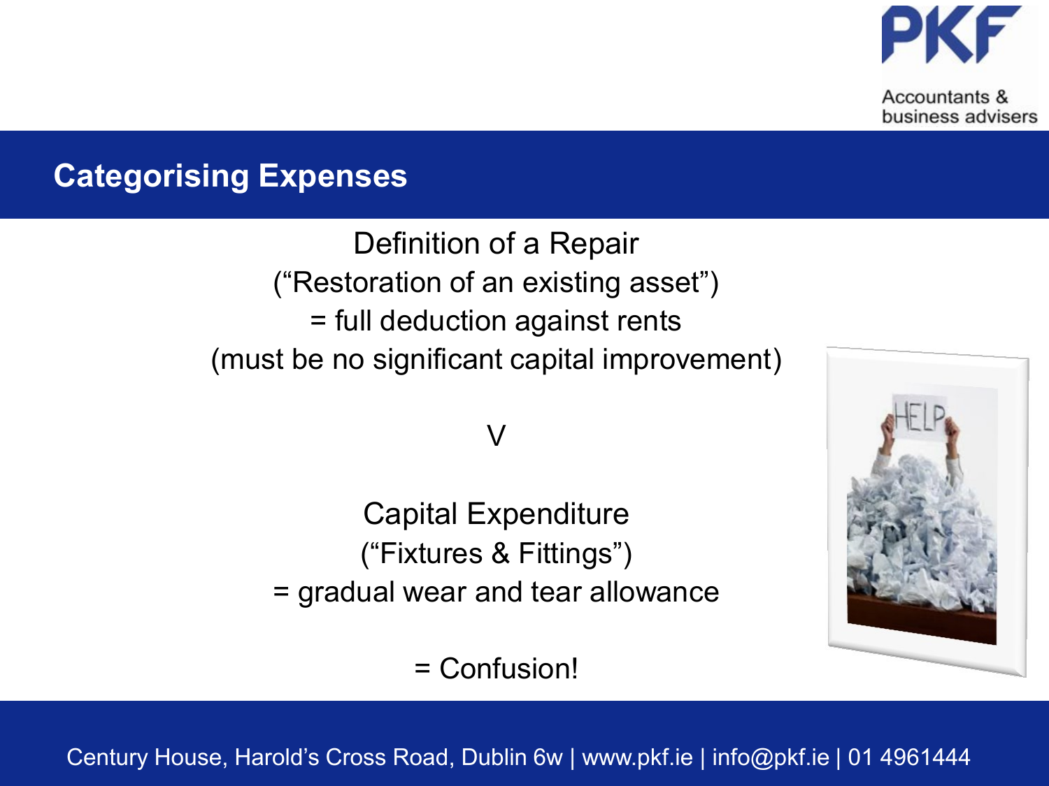## Categorising Expenses

Definition of a Repair
("Restoration of an existing asset")
= full deduction against rents
(must be no significant capital improvement)

V

Capital Expenditure
("Fixtures & Fittings")
= gradual wear and tear allowance

= Confusion!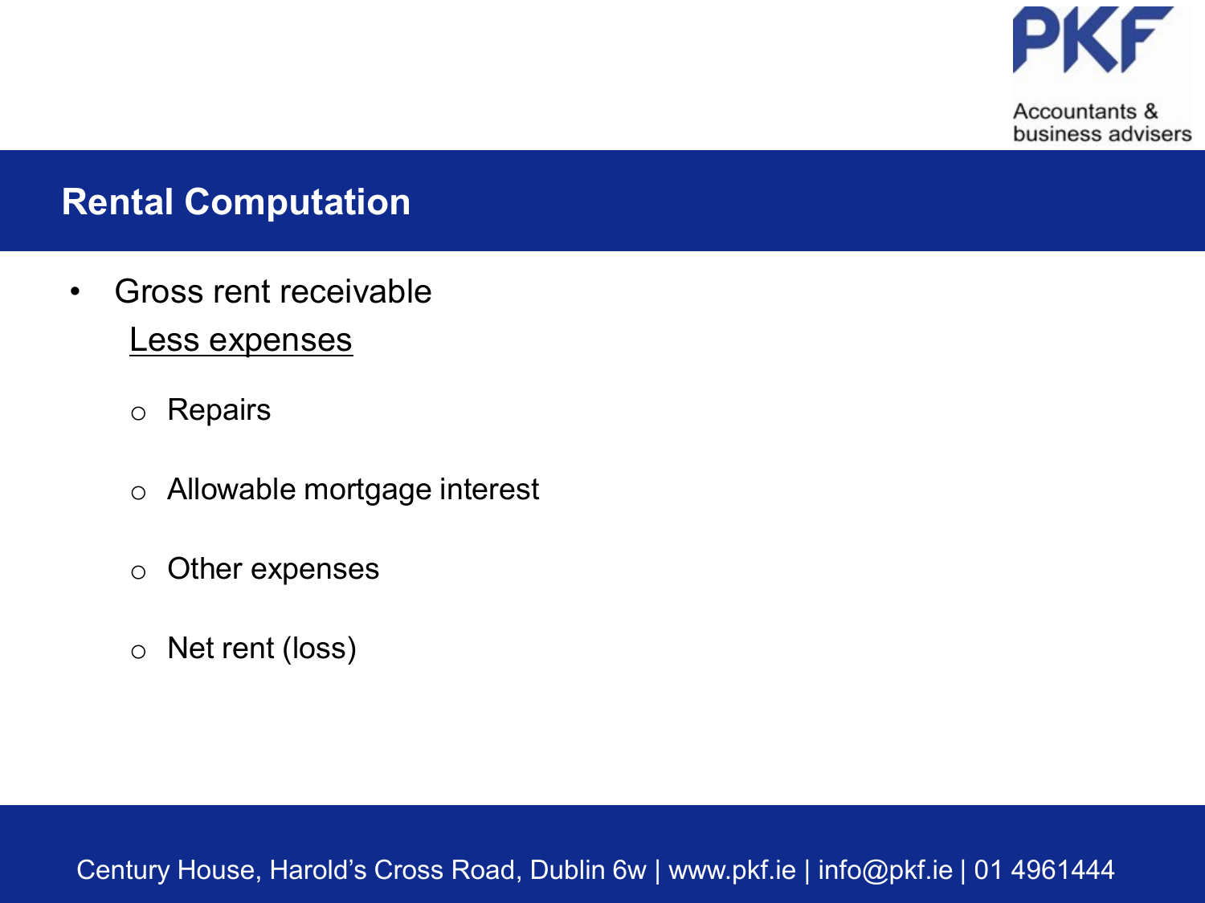# Rental Computation

- Gross rent receivable

  <u>Less expenses</u>

  - Repairs
  - Allowable mortgage interest
  - Other expenses
  - Net rent (loss)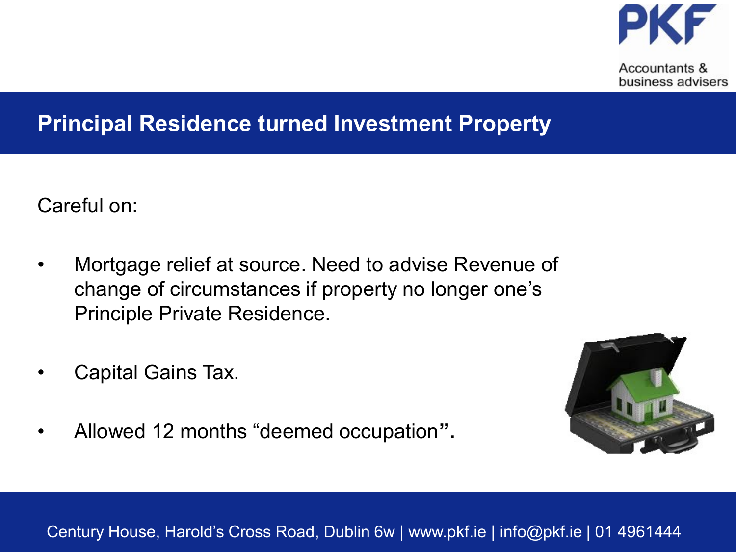## Principal Residence turned Investment Property

Careful on:

- Mortgage relief at source. Need to advise Revenue of change of circumstances if property no longer one's Principle Private Residence.
- Capital Gains Tax.
- Allowed 12 months "deemed occupation**".**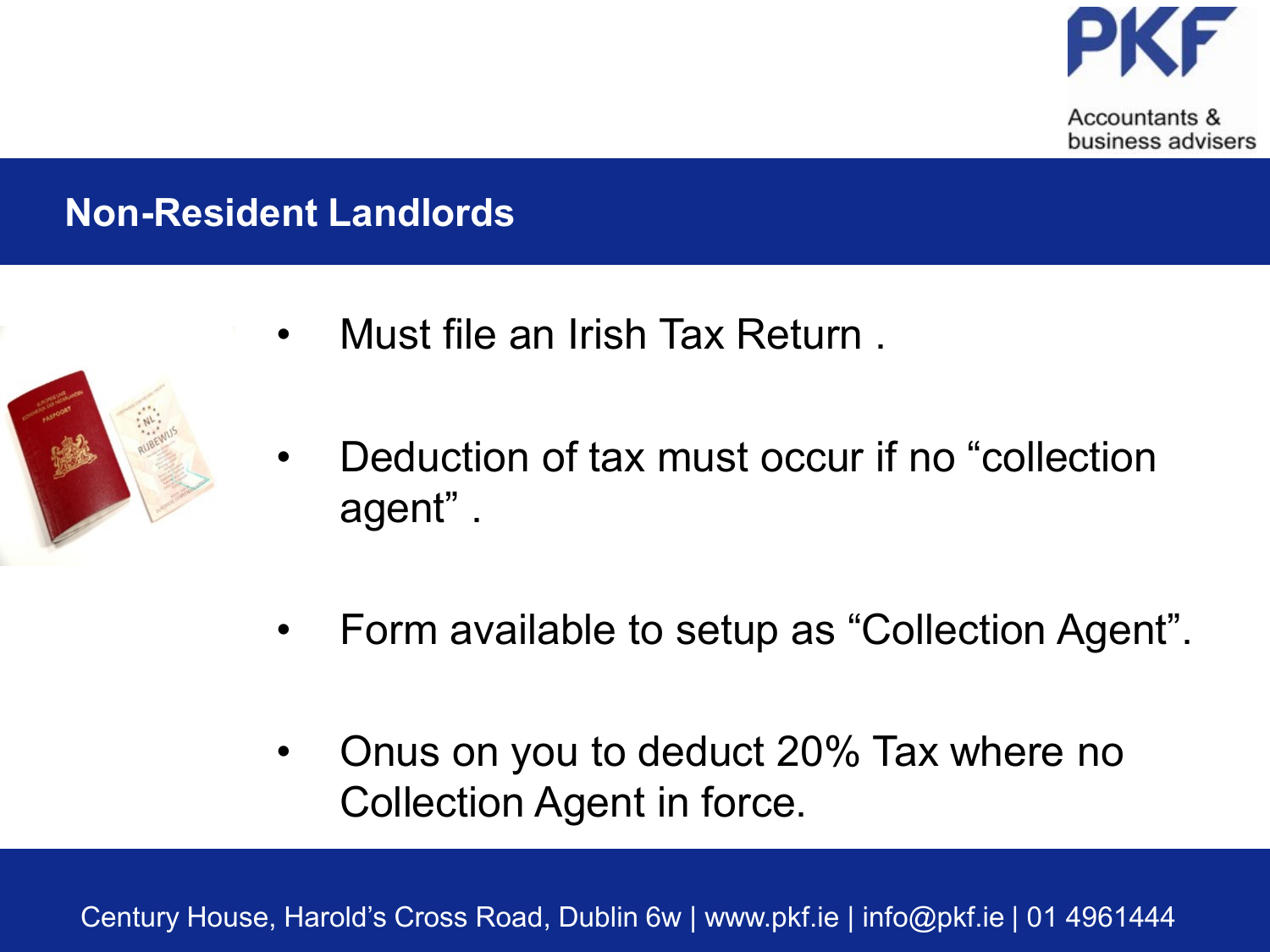## Non-Resident Landlords

- Must file an Irish Tax Return .
- Deduction of tax must occur if no “collection agent” .
- Form available to setup as “Collection Agent”.
- Onus on you to deduct 20% Tax where no Collection Agent in force.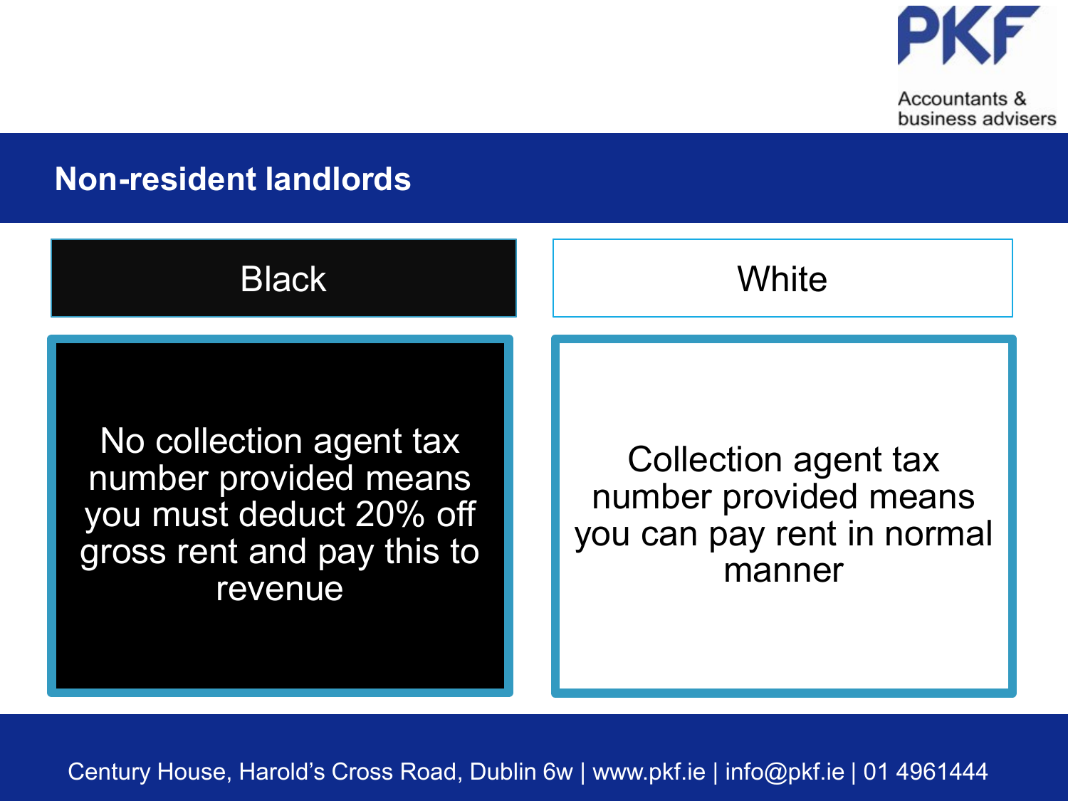## Non-resident landlords

| Black | White |
|---|---|
| No collection agent tax number provided means you must deduct 20% off gross rent and pay this to revenue | Collection agent tax number provided means you can pay rent in normal manner |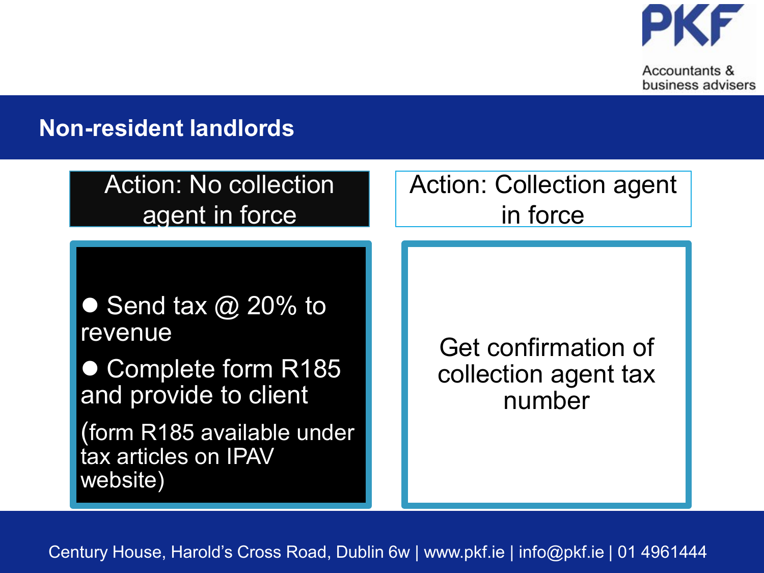## Non-resident landlords

### Action: No collection agent in force

- Send tax @ 20% to revenue
- Complete form R185 and provide to client

(form R185 available under tax articles on IPAV website)

### Action: Collection agent in force

Get confirmation of collection agent tax number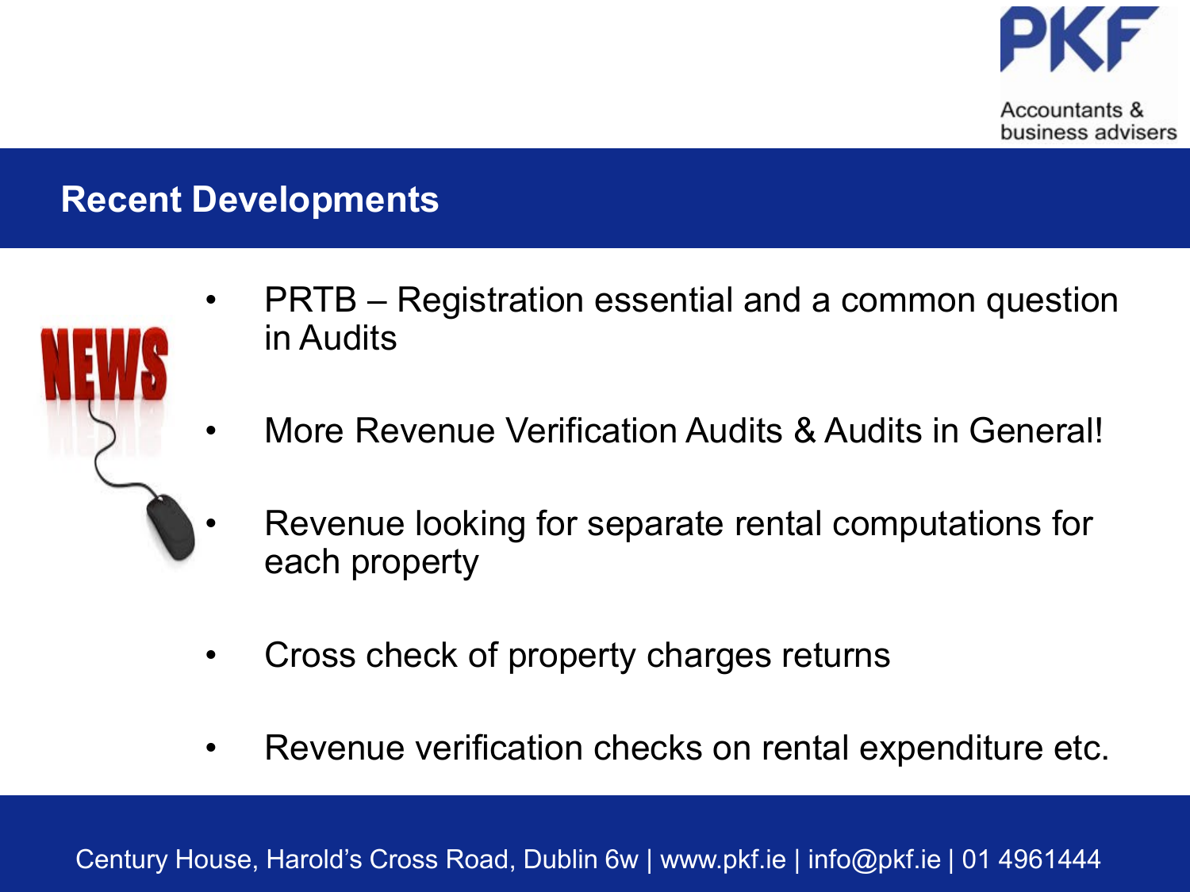## Recent Developments

- PRTB – Registration essential and a common question in Audits
- More Revenue Verification Audits & Audits in General!
- Revenue looking for separate rental computations for each property
- Cross check of property charges returns
- Revenue verification checks on rental expenditure etc.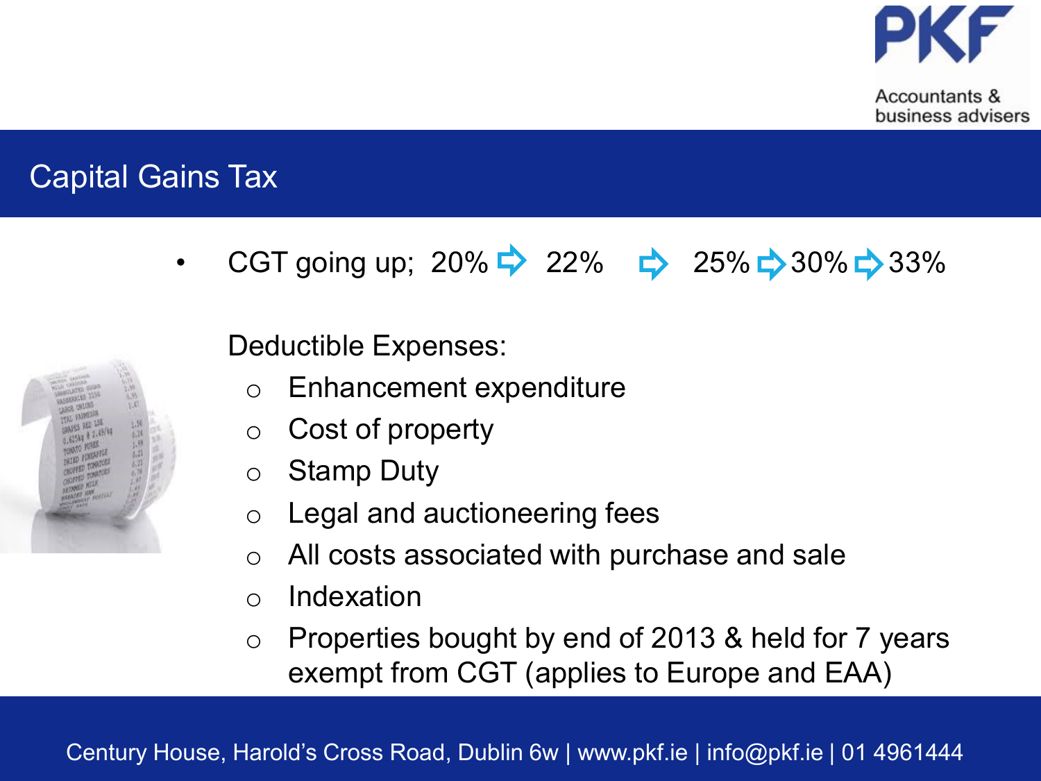# Capital Gains Tax

- CGT going up; 20% ⇨ 22% ⇨ 25% ⇨ 30% ⇨ 33%

Deductible Expenses:

- Enhancement expenditure
- Cost of property
- Stamp Duty
- Legal and auctioneering fees
- All costs associated with purchase and sale
- Indexation
- Properties bought by end of 2013 & held for 7 years exempt from CGT (applies to Europe and EAA)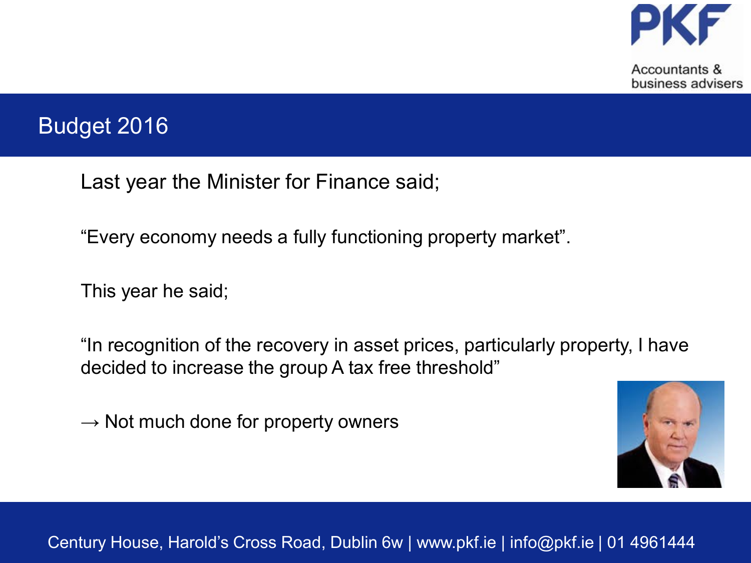# Budget 2016

Last year the Minister for Finance said;

"Every economy needs a fully functioning property market".

This year he said;

"In recognition of the recovery in asset prices, particularly property, I have decided to increase the group A tax free threshold"

→ Not much done for property owners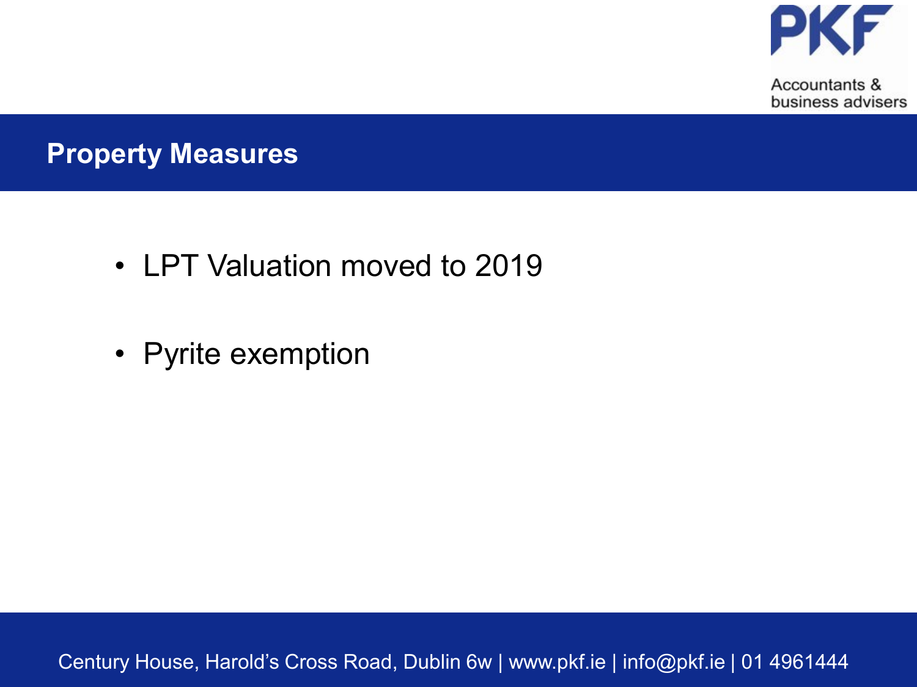## Property Measures

- LPT Valuation moved to 2019
- Pyrite exemption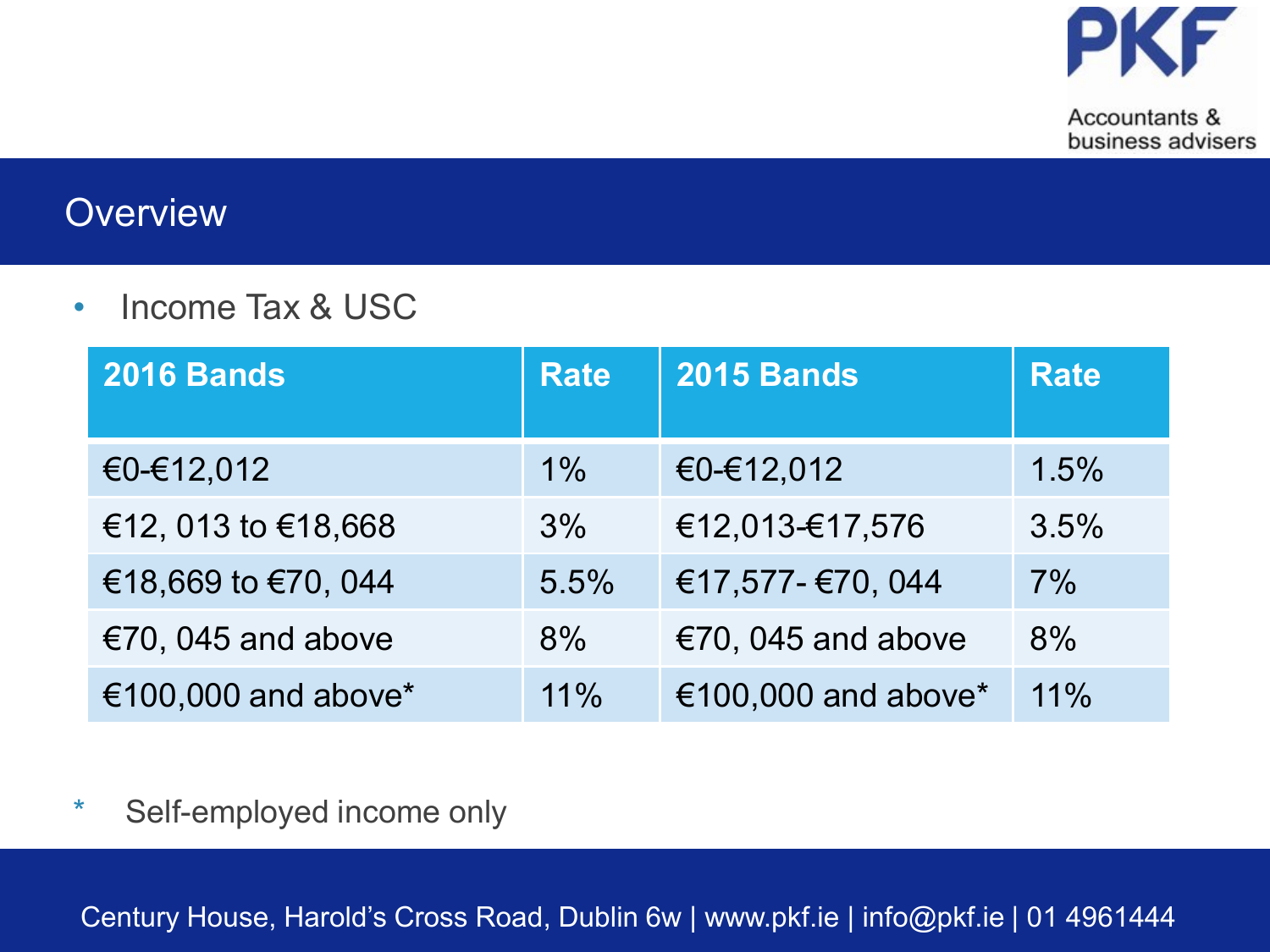## Overview

- Income Tax & USC

| 2016 Bands | Rate | 2015 Bands | Rate |
|---|---|---|---|
| €0-€12,012 | 1% | €0-€12,012 | 1.5% |
| €12, 013 to €18,668 | 3% | €12,013-€17,576 | 3.5% |
| €18,669 to €70, 044 | 5.5% | €17,577- €70, 044 | 7% |
| €70, 045 and above | 8% | €70, 045 and above | 8% |
| €100,000 and above* | 11% | €100,000 and above* | 11% |

\* Self-employed income only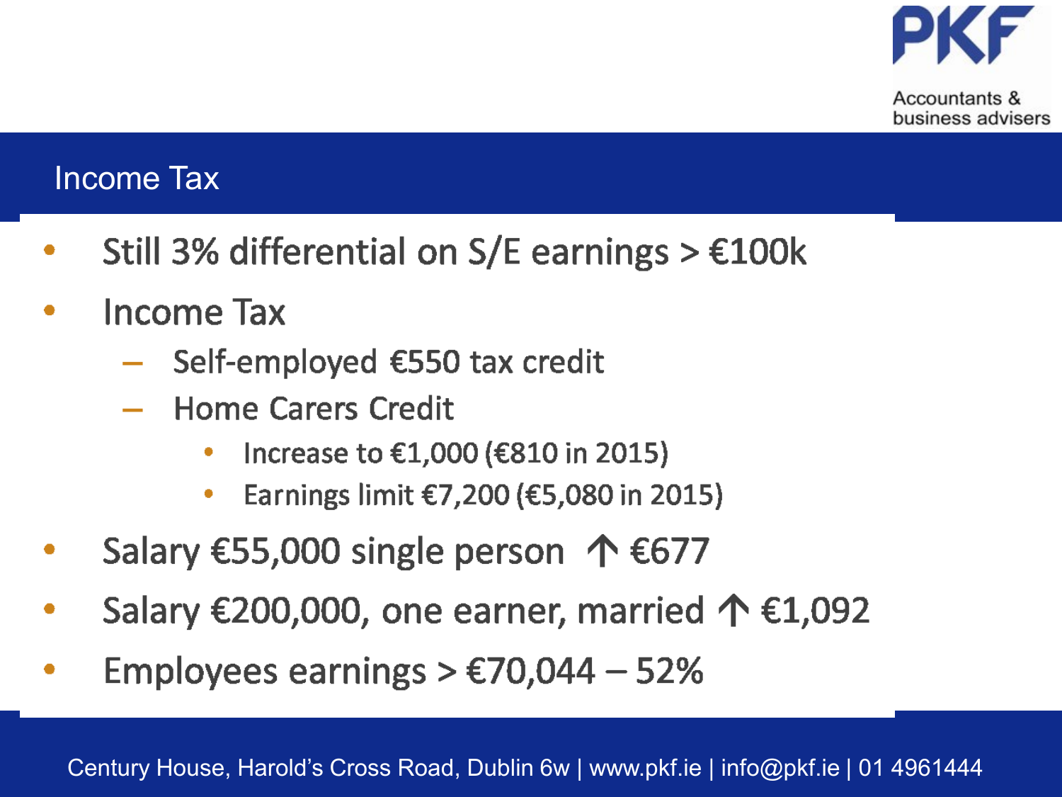# Income Tax

- Still 3% differential on S/E earnings > €100k
- Income Tax
  - Self-employed €550 tax credit
  - Home Carers Credit
    - Increase to €1,000 (€810 in 2015)
    - Earnings limit €7,200 (€5,080 in 2015)
- Salary €55,000 single person ↑ €677
- Salary €200,000, one earner, married ↑ €1,092
- Employees earnings > €70,044 – 52%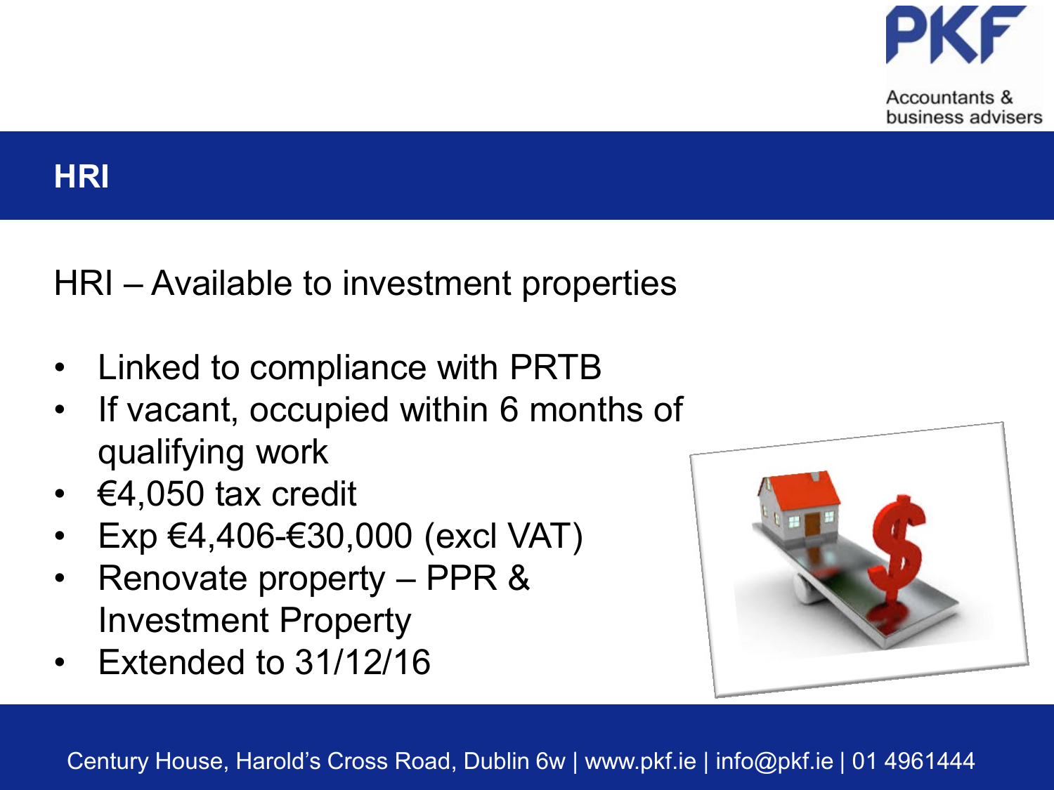# HRI

HRI – Available to investment properties

- Linked to compliance with PRTB
- If vacant, occupied within 6 months of qualifying work
- €4,050 tax credit
- Exp €4,406-€30,000 (excl VAT)
- Renovate property – PPR & Investment Property
- Extended to 31/12/16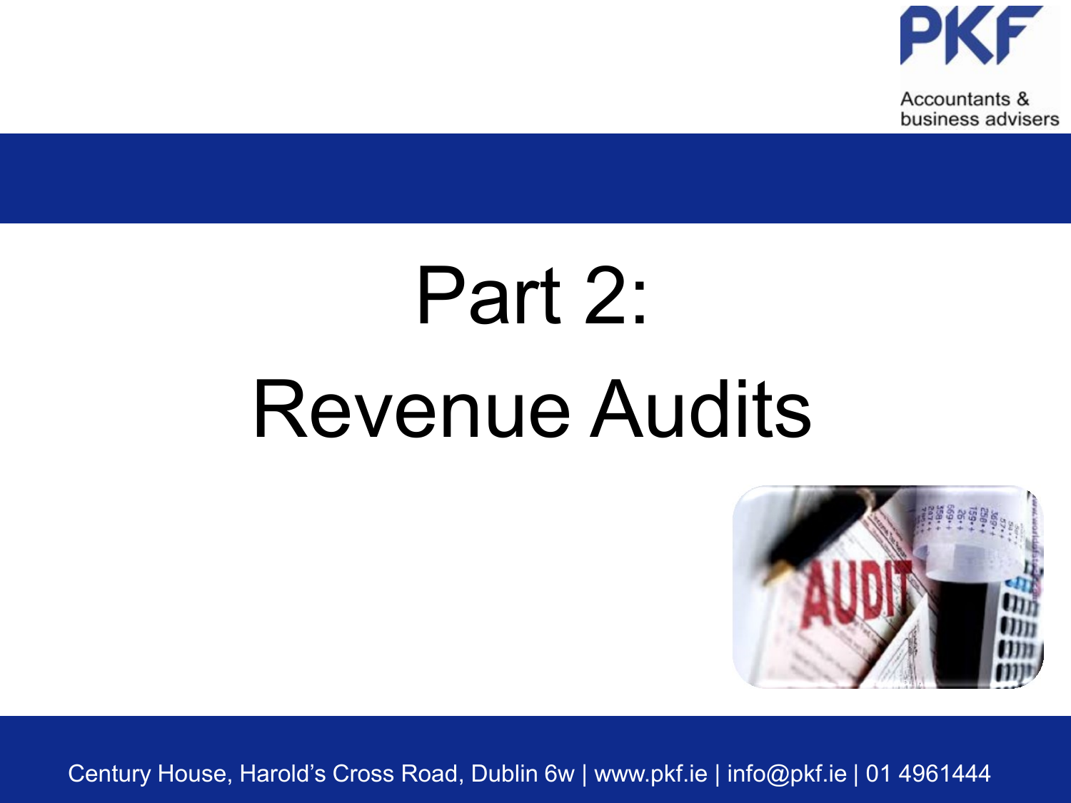# Part 2:
# Revenue Audits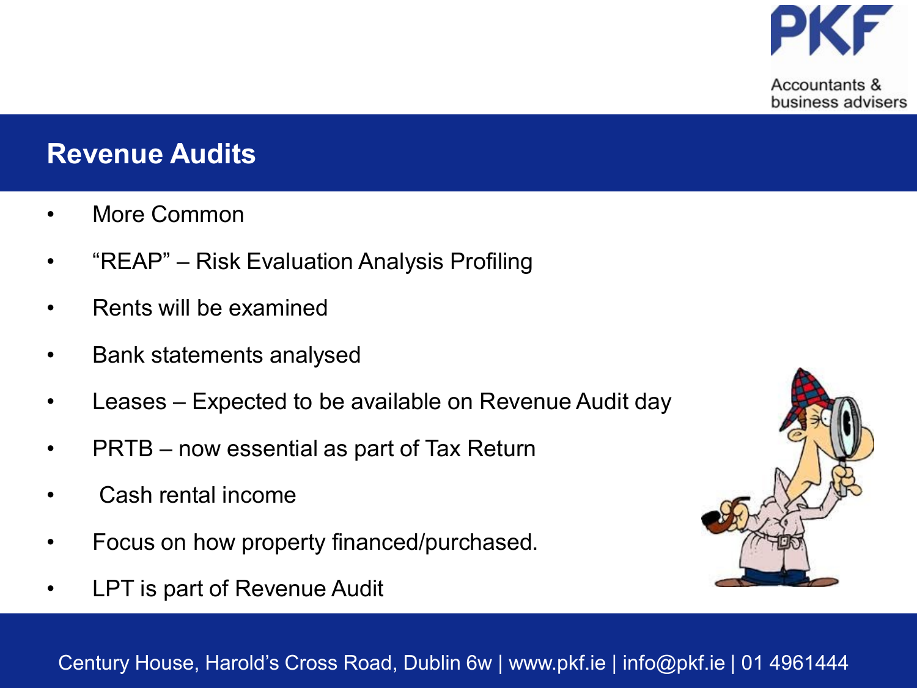## Revenue Audits

- More Common
- "REAP" – Risk Evaluation Analysis Profiling
- Rents will be examined
- Bank statements analysed
- Leases – Expected to be available on Revenue Audit day
- PRTB – now essential as part of Tax Return
- Cash rental income
- Focus on how property financed/purchased.
- LPT is part of Revenue Audit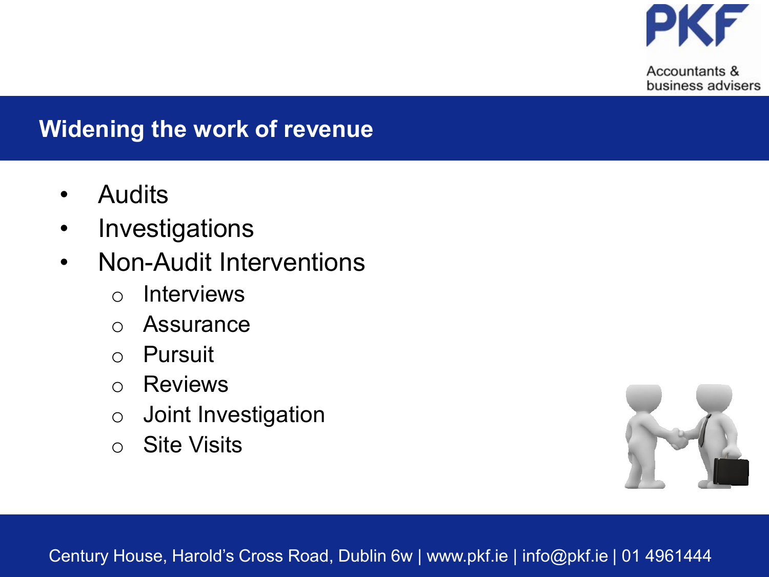## Widening the work of revenue

- Audits
- Investigations
- Non-Audit Interventions
  - Interviews
  - Assurance
  - Pursuit
  - Reviews
  - Joint Investigation
  - Site Visits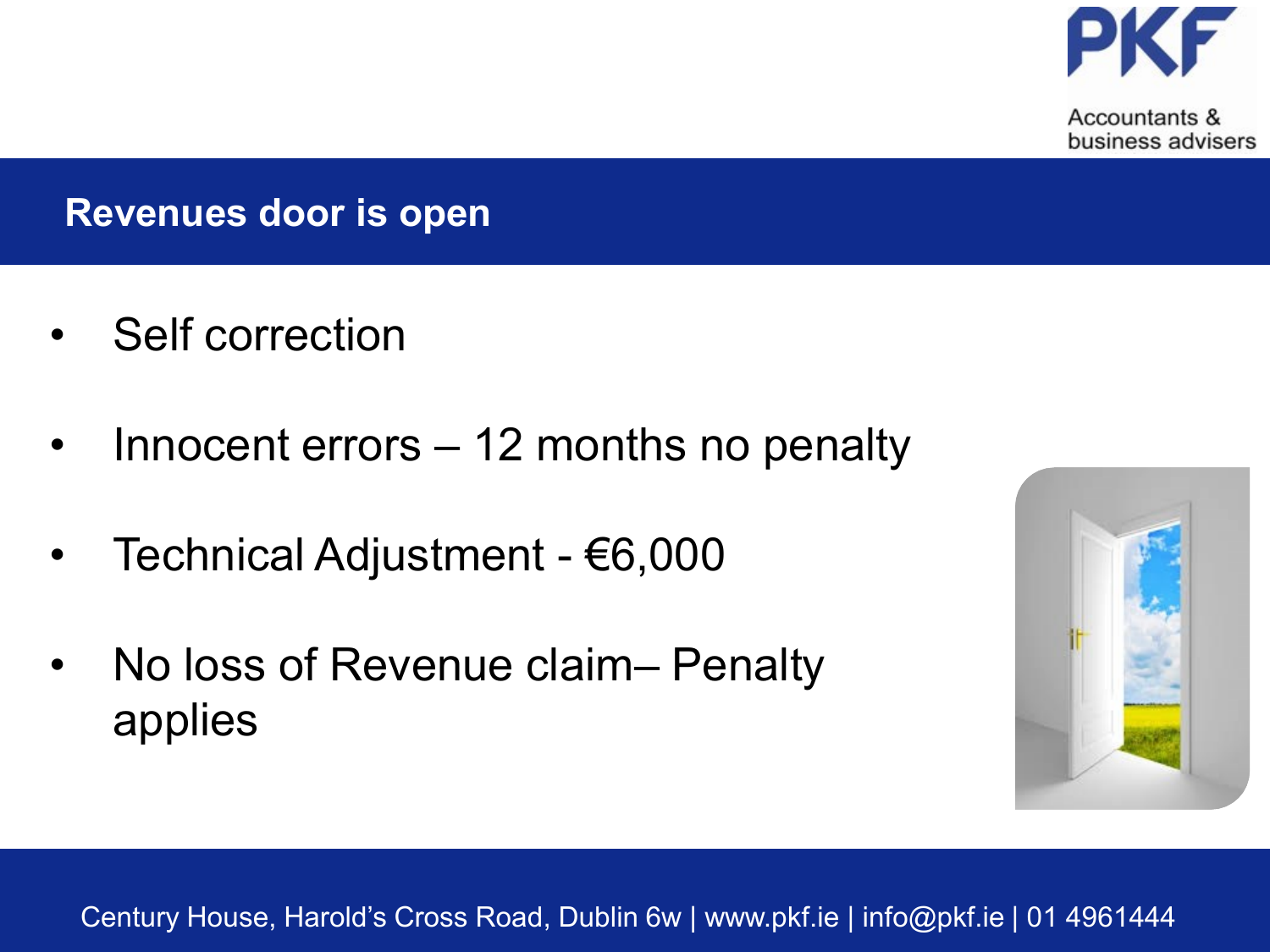## Revenues door is open

- Self correction
- Innocent errors – 12 months no penalty
- Technical Adjustment - €6,000
- No loss of Revenue claim– Penalty applies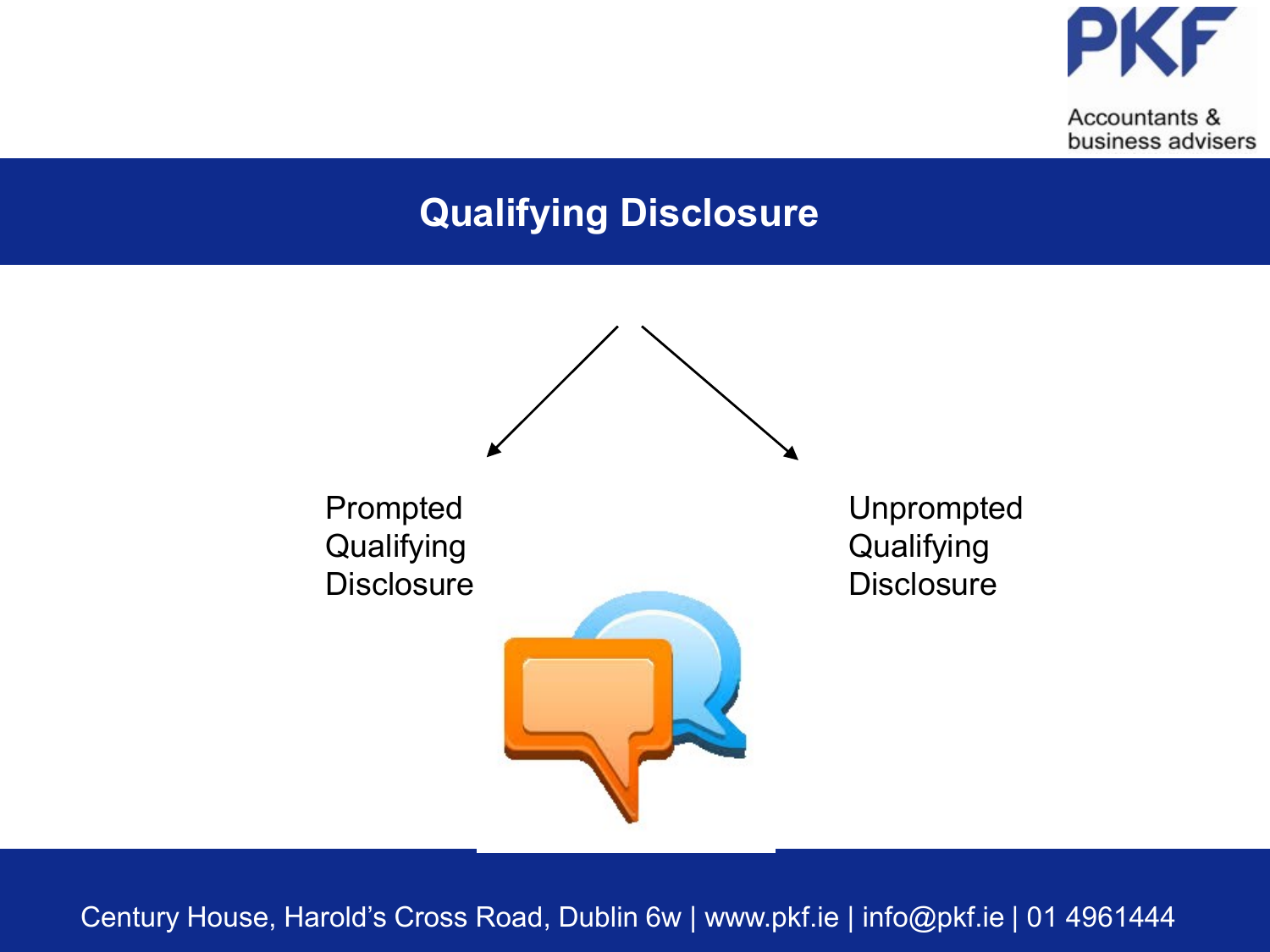# Qualifying Disclosure

- Prompted Qualifying Disclosure
- Unprompted Qualifying Disclosure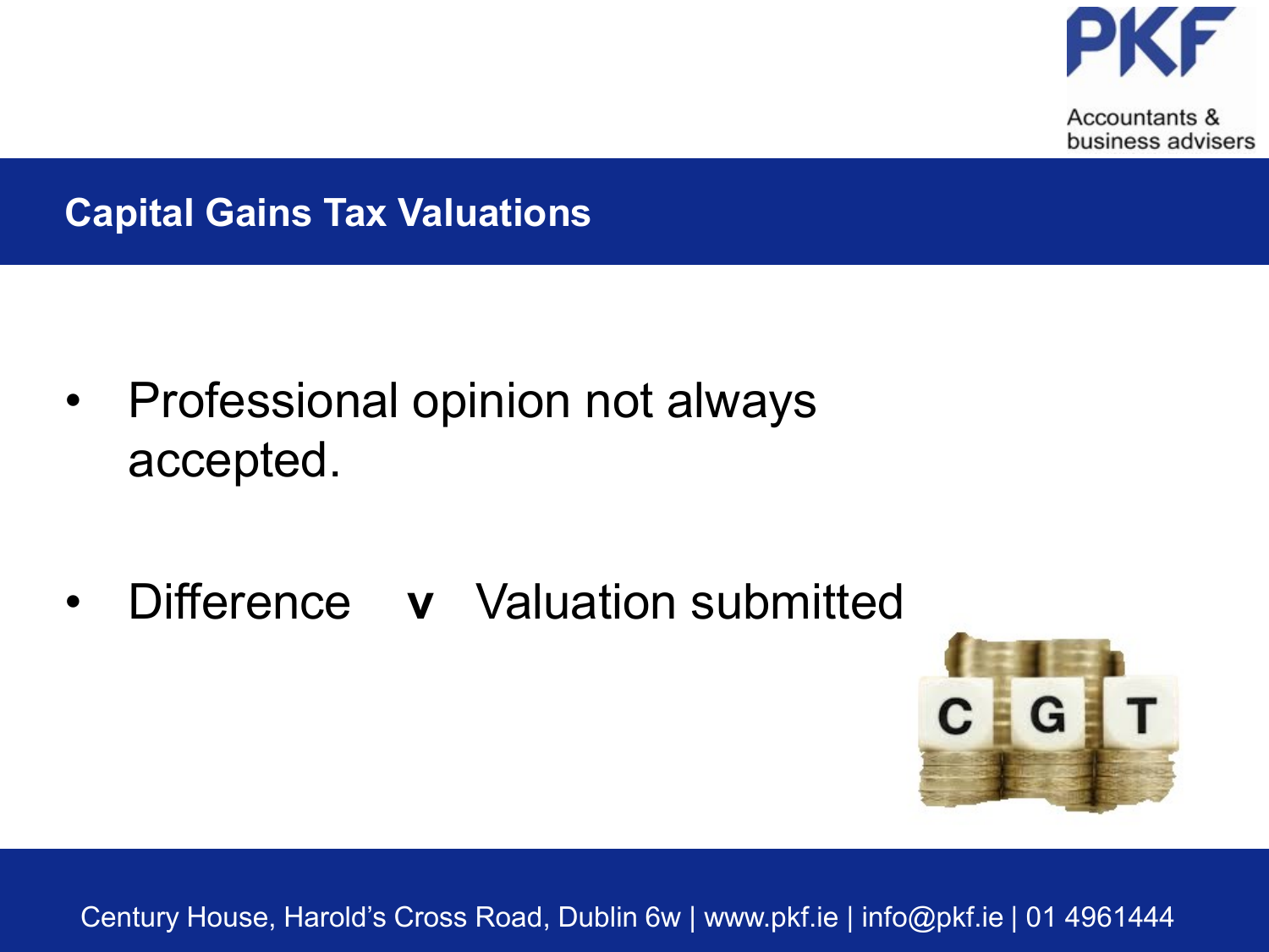## Capital Gains Tax Valuations

- Professional opinion not always accepted.
- Difference **v** Valuation submitted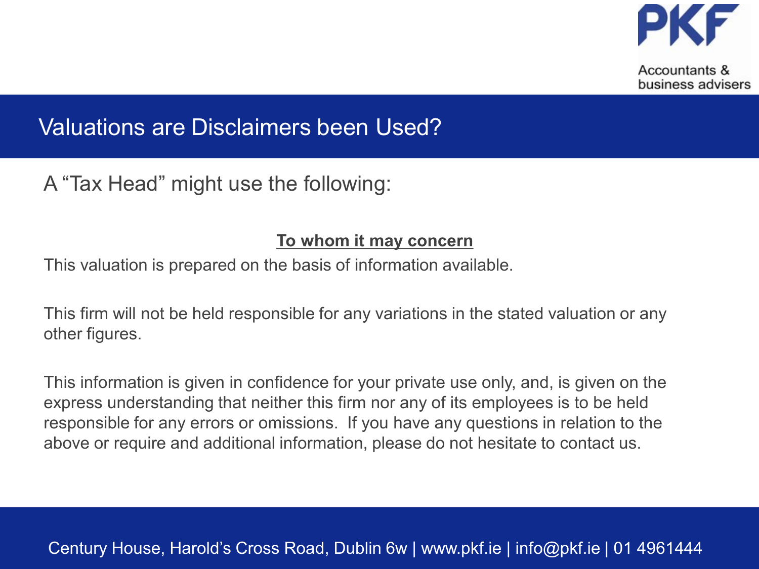# Valuations are Disclaimers been Used?

A "Tax Head" might use the following:

**To whom it may concern**

This valuation is prepared on the basis of information available.

This firm will not be held responsible for any variations in the stated valuation or any other figures.

This information is given in confidence for your private use only, and, is given on the express understanding that neither this firm nor any of its employees is to be held responsible for any errors or omissions. If you have any questions in relation to the above or require and additional information, please do not hesitate to contact us.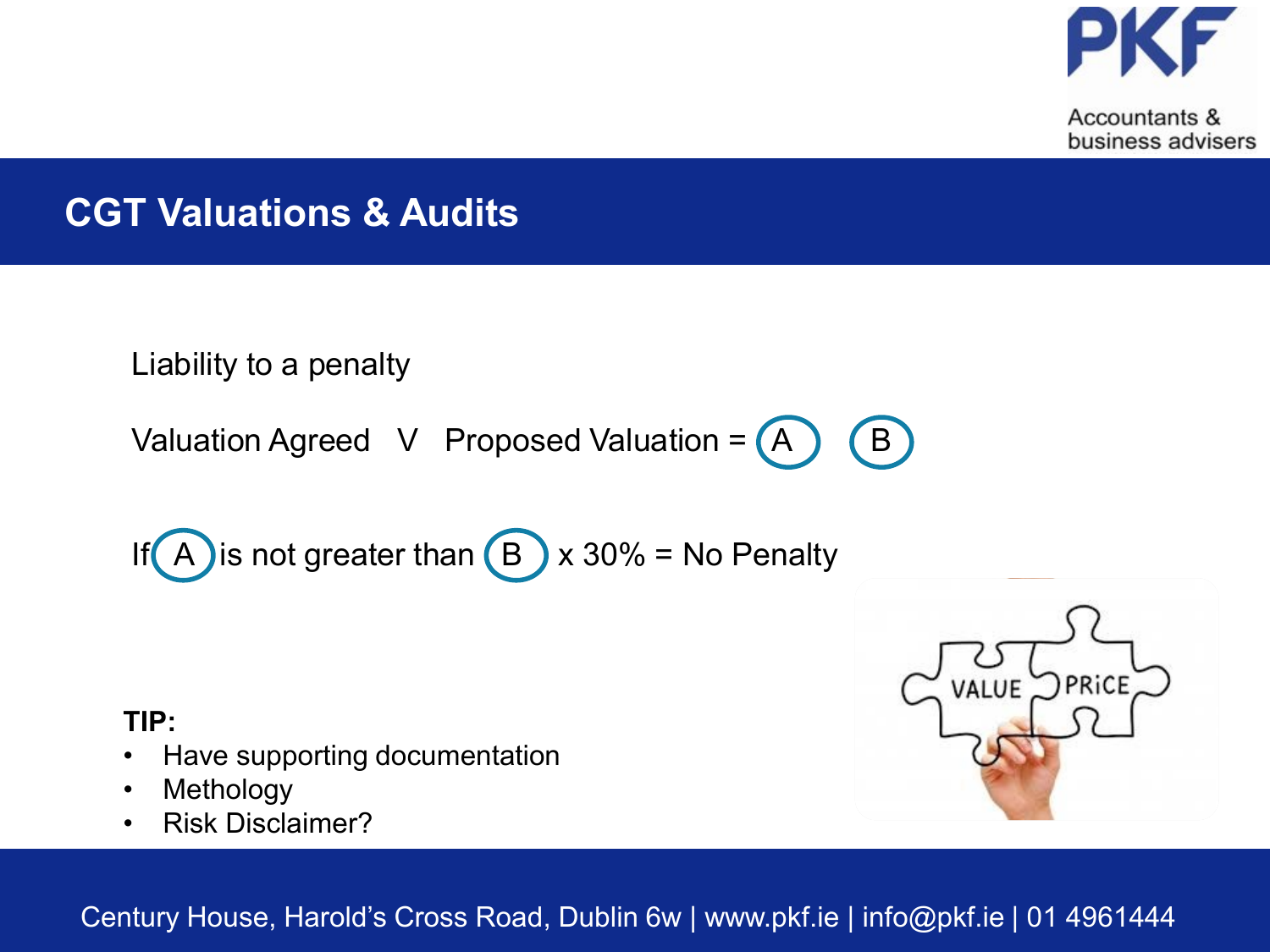## CGT Valuations & Audits

Liability to a penalty

Valuation Agreed V Proposed Valuation = (A) (B)

If (A) is not greater than (B) x 30% = No Penalty

**TIP:**

- Have supporting documentation
- Methology
- Risk Disclaimer?

Century House, Harold's Cross Road, Dublin 6w | www.pkf.ie | info@pkf.ie | 01 4961444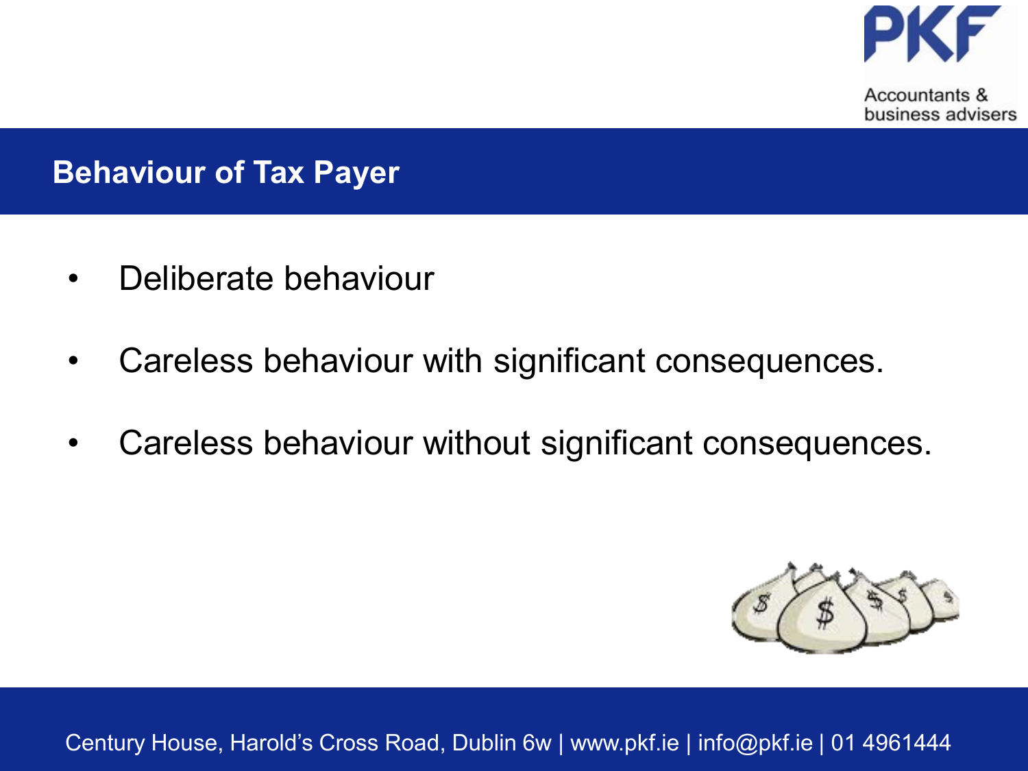## Behaviour of Tax Payer

- Deliberate behaviour
- Careless behaviour with significant consequences.
- Careless behaviour without significant consequences.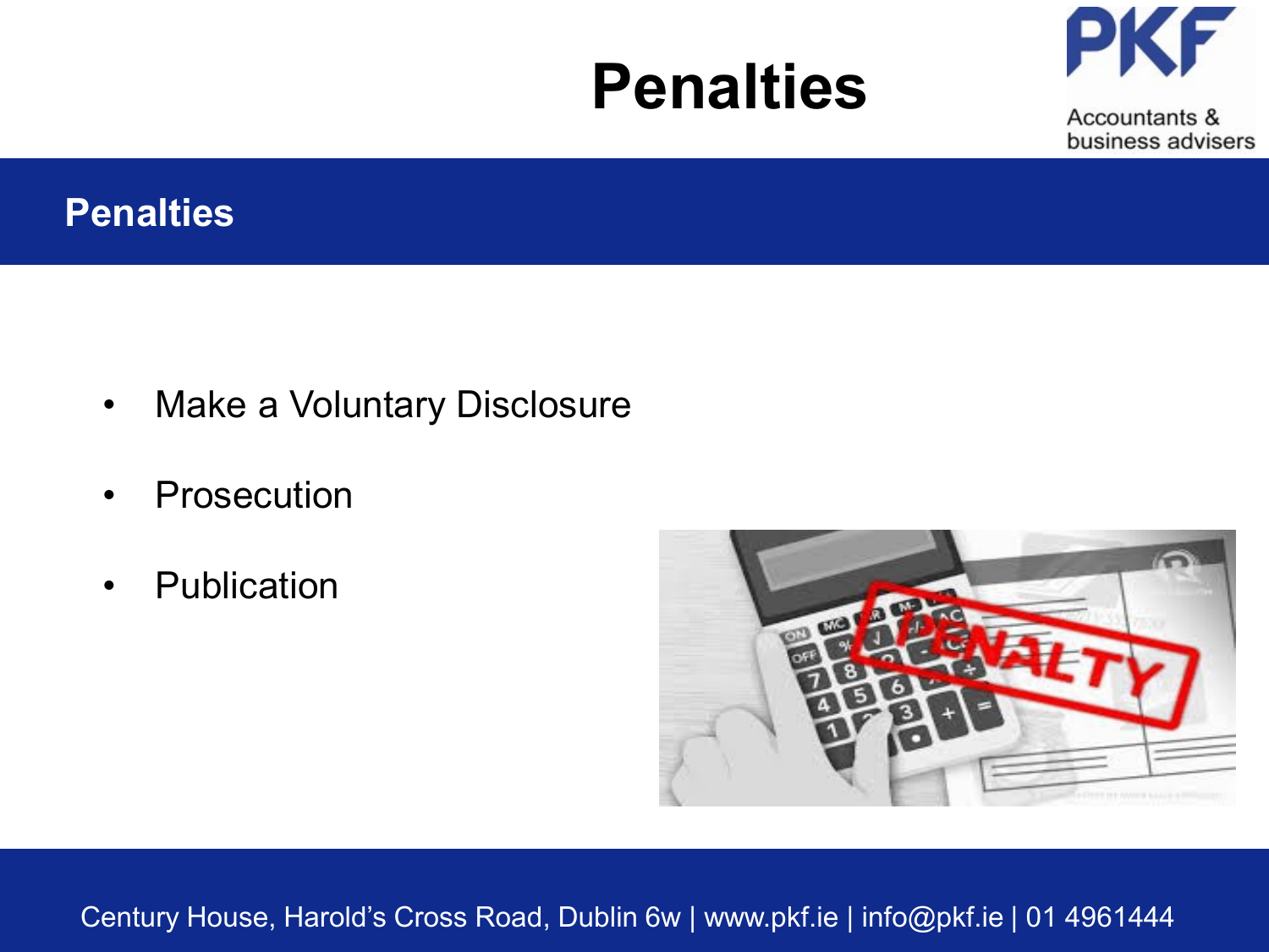# Penalties

## Penalties

- Make a Voluntary Disclosure
- Prosecution
- Publication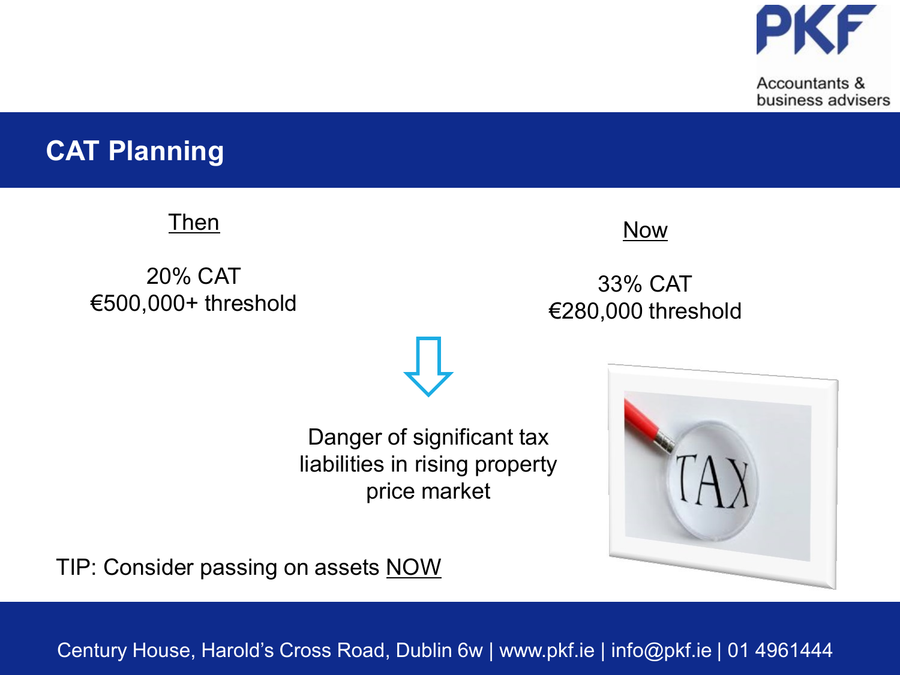## CAT Planning

<u>Then</u>

20% CAT
€500,000+ threshold

<u>Now</u>

33% CAT
€280,000 threshold

Danger of significant tax liabilities in rising property price market

TIP: Consider passing on assets <u>NOW</u>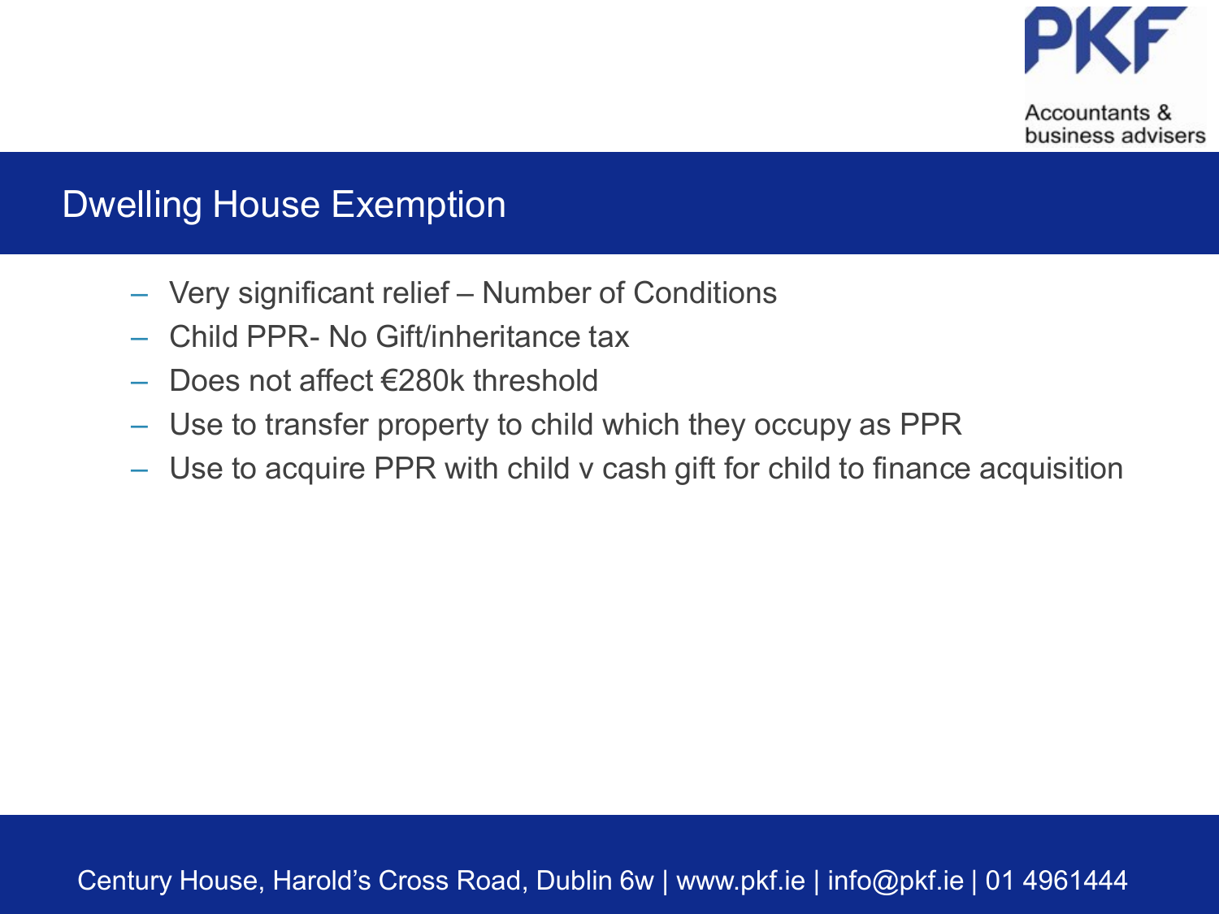## Dwelling House Exemption

- Very significant relief – Number of Conditions
- Child PPR- No Gift/inheritance tax
- Does not affect €280k threshold
- Use to transfer property to child which they occupy as PPR
- Use to acquire PPR with child v cash gift for child to finance acquisition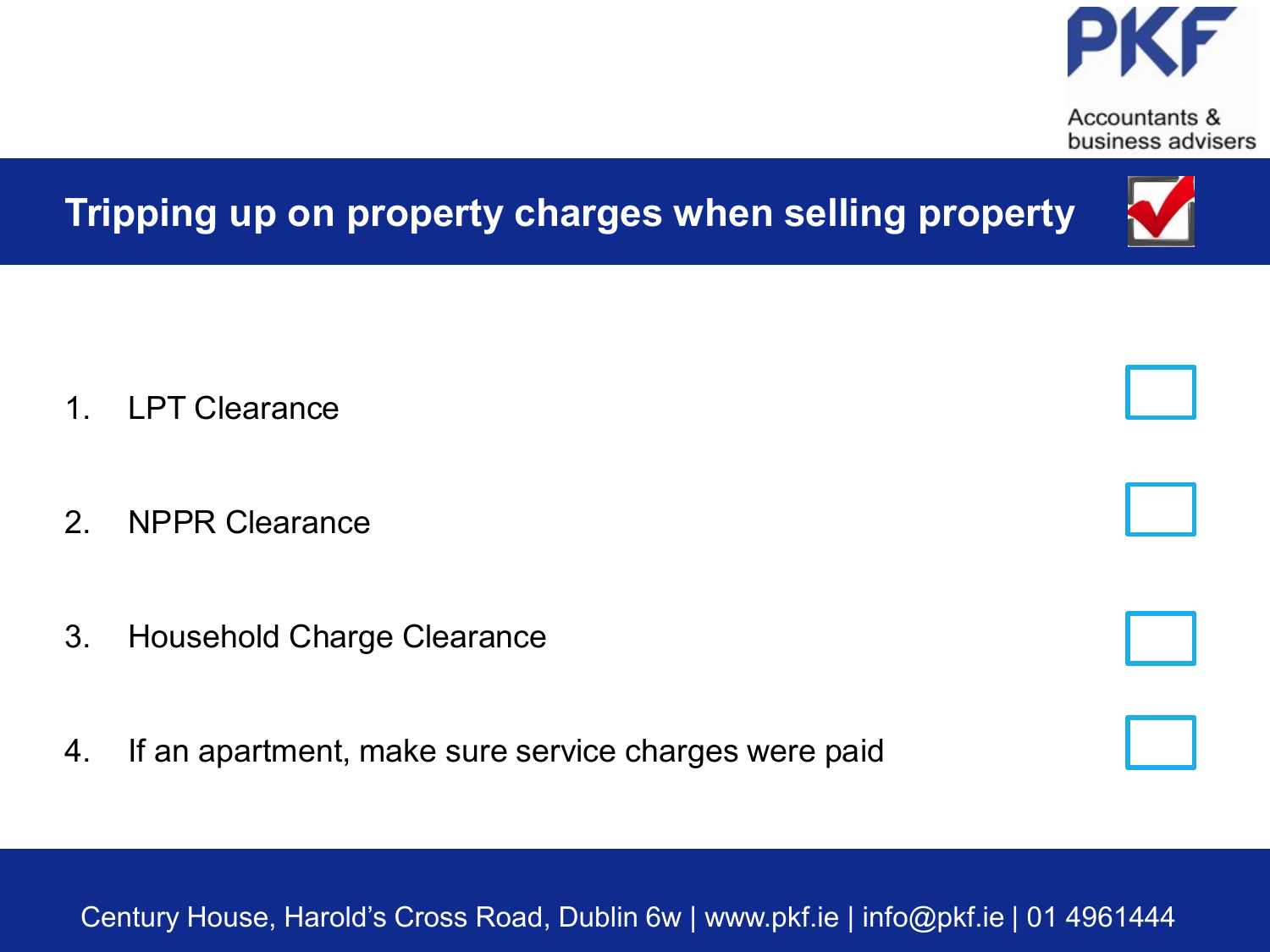# Tripping up on property charges when selling property

1. LPT Clearance
2. NPPR Clearance
3. Household Charge Clearance
4. If an apartment, make sure service charges were paid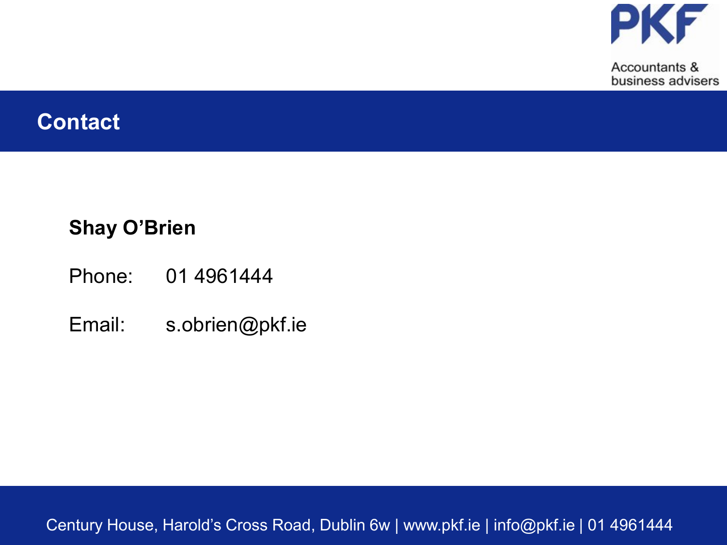## Contact

**Shay O'Brien**

Phone: 01 4961444

Email: s.obrien@pkf.ie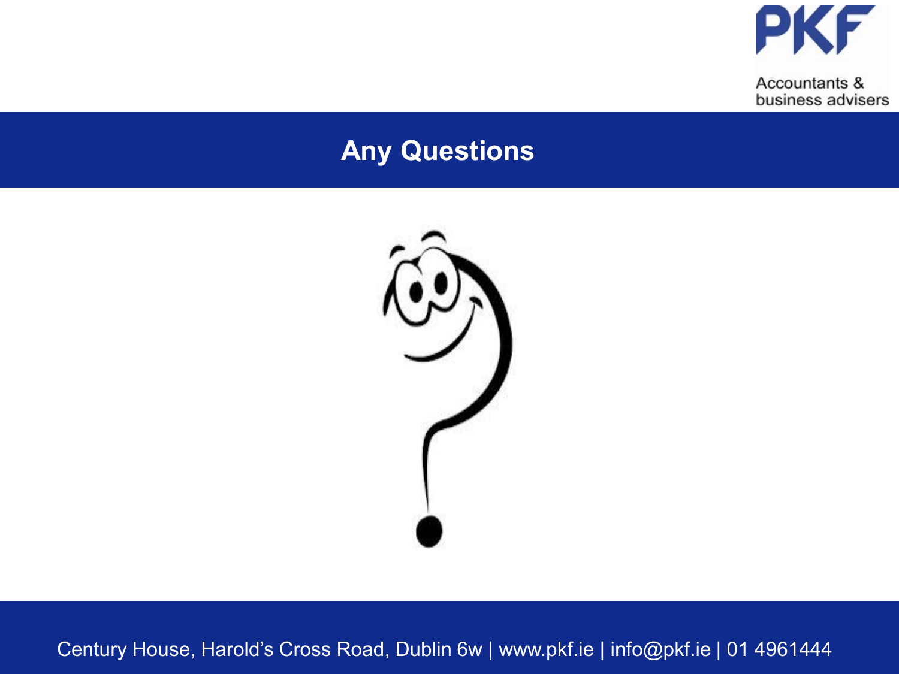# Any Questions

PKF

Accountants & business advisers

Century House, Harold's Cross Road, Dublin 6w | www.pkf.ie | info@pkf.ie | 01 4961444